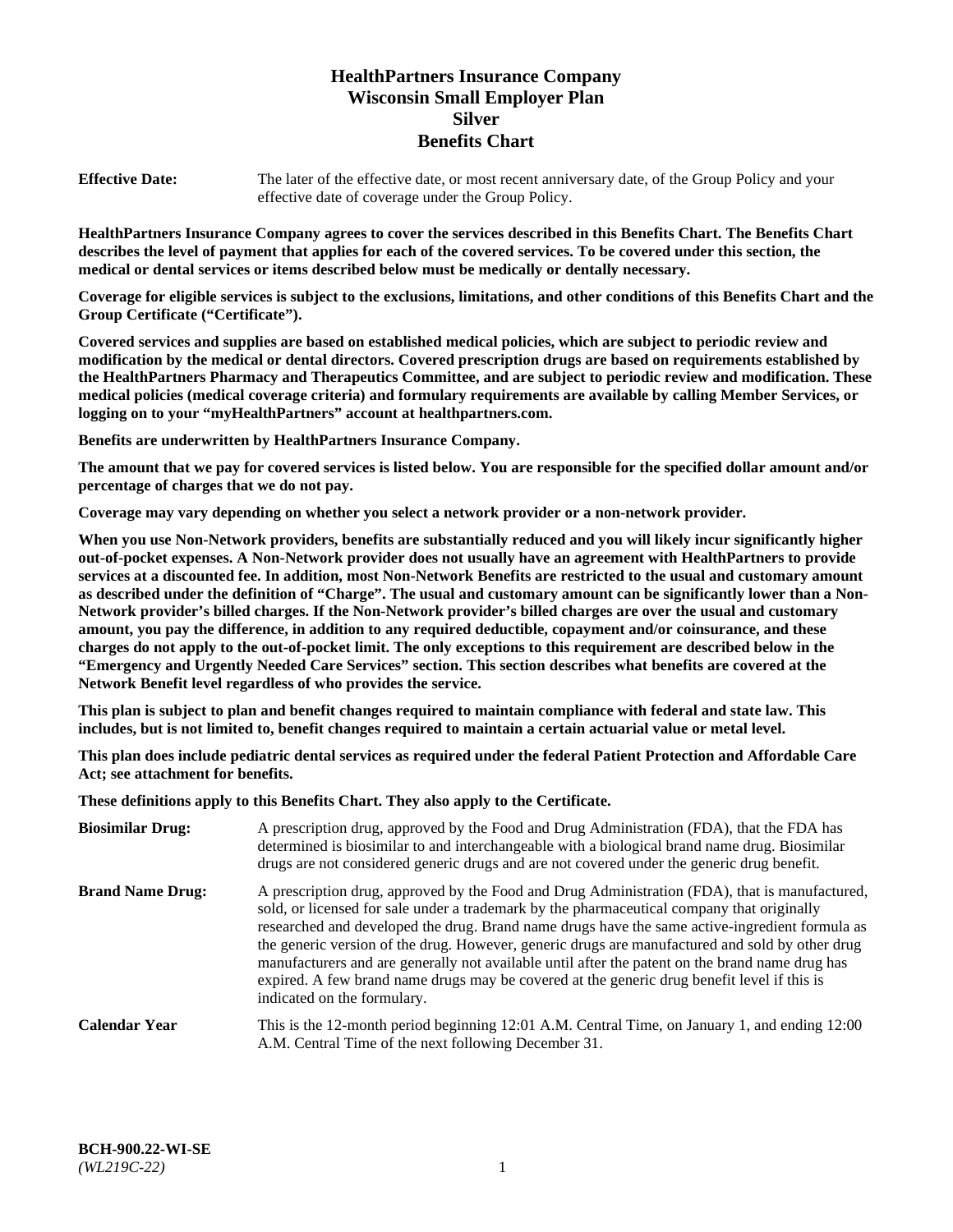# HealthPartners Insurance Company
# Wisconsin Small Employer Plan
# Silver
# Benefits Chart

**Effective Date:** The later of the effective date, or most recent anniversary date, of the Group Policy and your effective date of coverage under the Group Policy.

**HealthPartners Insurance Company agrees to cover the services described in this Benefits Chart. The Benefits Chart describes the level of payment that applies for each of the covered services. To be covered under this section, the medical or dental services or items described below must be medically or dentally necessary.**

**Coverage for eligible services is subject to the exclusions, limitations, and other conditions of this Benefits Chart and the Group Certificate ("Certificate").**

**Covered services and supplies are based on established medical policies, which are subject to periodic review and modification by the medical or dental directors. Covered prescription drugs are based on requirements established by the HealthPartners Pharmacy and Therapeutics Committee, and are subject to periodic review and modification. These medical policies (medical coverage criteria) and formulary requirements are available by calling Member Services, or logging on to your "myHealthPartners" account at healthpartners.com.**

**Benefits are underwritten by HealthPartners Insurance Company.**

**The amount that we pay for covered services is listed below. You are responsible for the specified dollar amount and/or percentage of charges that we do not pay.**

**Coverage may vary depending on whether you select a network provider or a non-network provider.**

**When you use Non-Network providers, benefits are substantially reduced and you will likely incur significantly higher out-of-pocket expenses. A Non-Network provider does not usually have an agreement with HealthPartners to provide services at a discounted fee. In addition, most Non-Network Benefits are restricted to the usual and customary amount as described under the definition of "Charge". The usual and customary amount can be significantly lower than a Non-Network provider's billed charges. If the Non-Network provider's billed charges are over the usual and customary amount, you pay the difference, in addition to any required deductible, copayment and/or coinsurance, and these charges do not apply to the out-of-pocket limit. The only exceptions to this requirement are described below in the "Emergency and Urgently Needed Care Services" section. This section describes what benefits are covered at the Network Benefit level regardless of who provides the service.**

**This plan is subject to plan and benefit changes required to maintain compliance with federal and state law. This includes, but is not limited to, benefit changes required to maintain a certain actuarial value or metal level.**

**This plan does include pediatric dental services as required under the federal Patient Protection and Affordable Care Act; see attachment for benefits.**

**These definitions apply to this Benefits Chart. They also apply to the Certificate.**

**Biosimilar Drug:** A prescription drug, approved by the Food and Drug Administration (FDA), that the FDA has determined is biosimilar to and interchangeable with a biological brand name drug. Biosimilar drugs are not considered generic drugs and are not covered under the generic drug benefit.

**Brand Name Drug:** A prescription drug, approved by the Food and Drug Administration (FDA), that is manufactured, sold, or licensed for sale under a trademark by the pharmaceutical company that originally researched and developed the drug. Brand name drugs have the same active-ingredient formula as the generic version of the drug. However, generic drugs are manufactured and sold by other drug manufacturers and are generally not available until after the patent on the brand name drug has expired. A few brand name drugs may be covered at the generic drug benefit level if this is indicated on the formulary.

**Calendar Year** This is the 12-month period beginning 12:01 A.M. Central Time, on January 1, and ending 12:00 A.M. Central Time of the next following December 31.

**BCH-900.22-WI-SE**
*(WL219C-22)*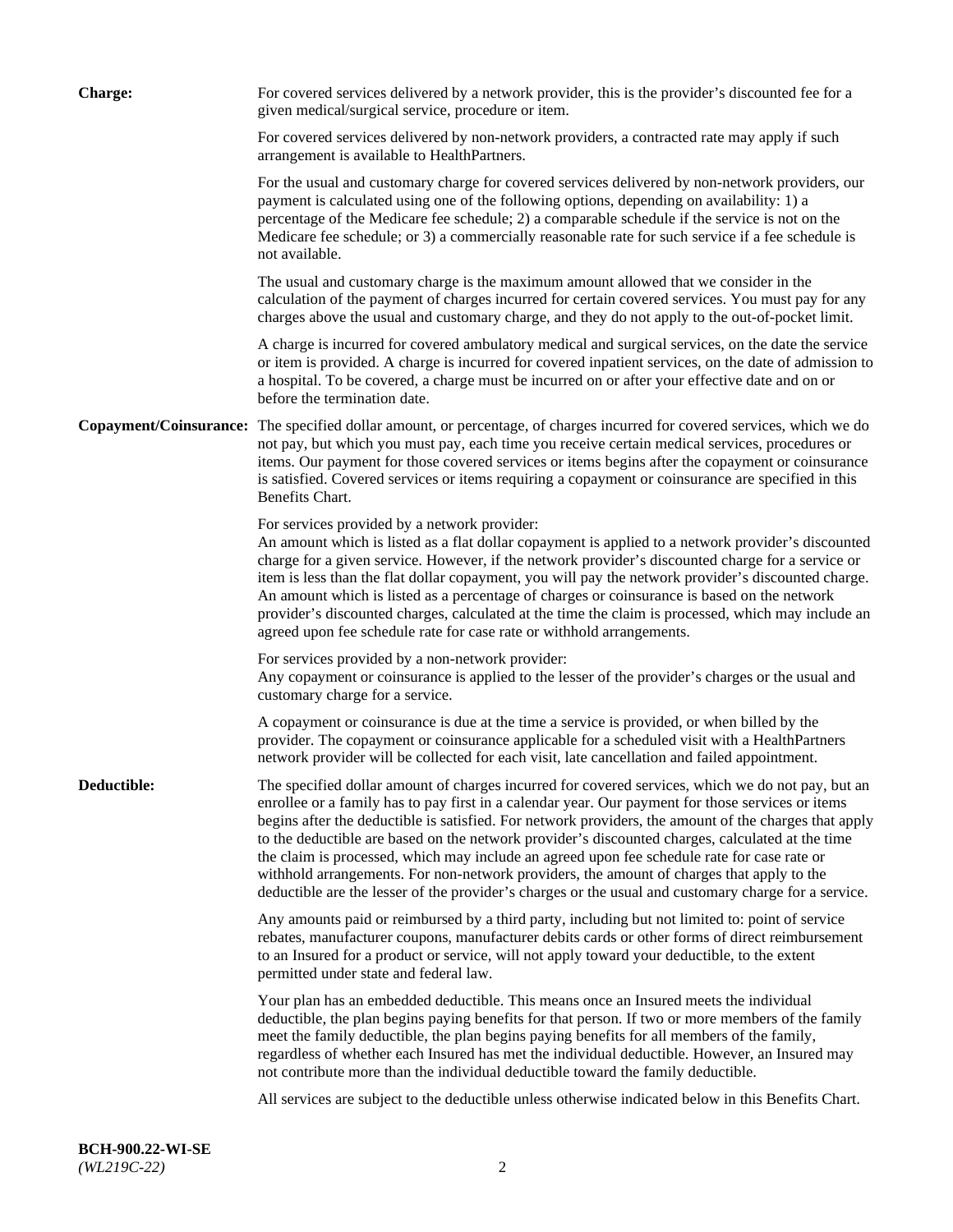**Charge:** For covered services delivered by a network provider, this is the provider's discounted fee for a given medical/surgical service, procedure or item.

For covered services delivered by non-network providers, a contracted rate may apply if such arrangement is available to HealthPartners.

For the usual and customary charge for covered services delivered by non-network providers, our payment is calculated using one of the following options, depending on availability: 1) a percentage of the Medicare fee schedule; 2) a comparable schedule if the service is not on the Medicare fee schedule; or 3) a commercially reasonable rate for such service if a fee schedule is not available.

The usual and customary charge is the maximum amount allowed that we consider in the calculation of the payment of charges incurred for certain covered services. You must pay for any charges above the usual and customary charge, and they do not apply to the out-of-pocket limit.

A charge is incurred for covered ambulatory medical and surgical services, on the date the service or item is provided. A charge is incurred for covered inpatient services, on the date of admission to a hospital. To be covered, a charge must be incurred on or after your effective date and on or before the termination date.

**Copayment/Coinsurance:** The specified dollar amount, or percentage, of charges incurred for covered services, which we do not pay, but which you must pay, each time you receive certain medical services, procedures or items. Our payment for those covered services or items begins after the copayment or coinsurance is satisfied. Covered services or items requiring a copayment or coinsurance are specified in this Benefits Chart.

For services provided by a network provider:
An amount which is listed as a flat dollar copayment is applied to a network provider's discounted charge for a given service. However, if the network provider's discounted charge for a service or item is less than the flat dollar copayment, you will pay the network provider's discounted charge. An amount which is listed as a percentage of charges or coinsurance is based on the network provider's discounted charges, calculated at the time the claim is processed, which may include an agreed upon fee schedule rate for case rate or withhold arrangements.

For services provided by a non-network provider:
Any copayment or coinsurance is applied to the lesser of the provider's charges or the usual and customary charge for a service.

A copayment or coinsurance is due at the time a service is provided, or when billed by the provider. The copayment or coinsurance applicable for a scheduled visit with a HealthPartners network provider will be collected for each visit, late cancellation and failed appointment.

**Deductible:** The specified dollar amount of charges incurred for covered services, which we do not pay, but an enrollee or a family has to pay first in a calendar year. Our payment for those services or items begins after the deductible is satisfied. For network providers, the amount of the charges that apply to the deductible are based on the network provider's discounted charges, calculated at the time the claim is processed, which may include an agreed upon fee schedule rate for case rate or withhold arrangements. For non-network providers, the amount of charges that apply to the deductible are the lesser of the provider's charges or the usual and customary charge for a service.

Any amounts paid or reimbursed by a third party, including but not limited to: point of service rebates, manufacturer coupons, manufacturer debits cards or other forms of direct reimbursement to an Insured for a product or service, will not apply toward your deductible, to the extent permitted under state and federal law.

Your plan has an embedded deductible. This means once an Insured meets the individual deductible, the plan begins paying benefits for that person. If two or more members of the family meet the family deductible, the plan begins paying benefits for all members of the family, regardless of whether each Insured has met the individual deductible. However, an Insured may not contribute more than the individual deductible toward the family deductible.

All services are subject to the deductible unless otherwise indicated below in this Benefits Chart.

**BCH-900.22-WI-SE**
*(WL219C-22)*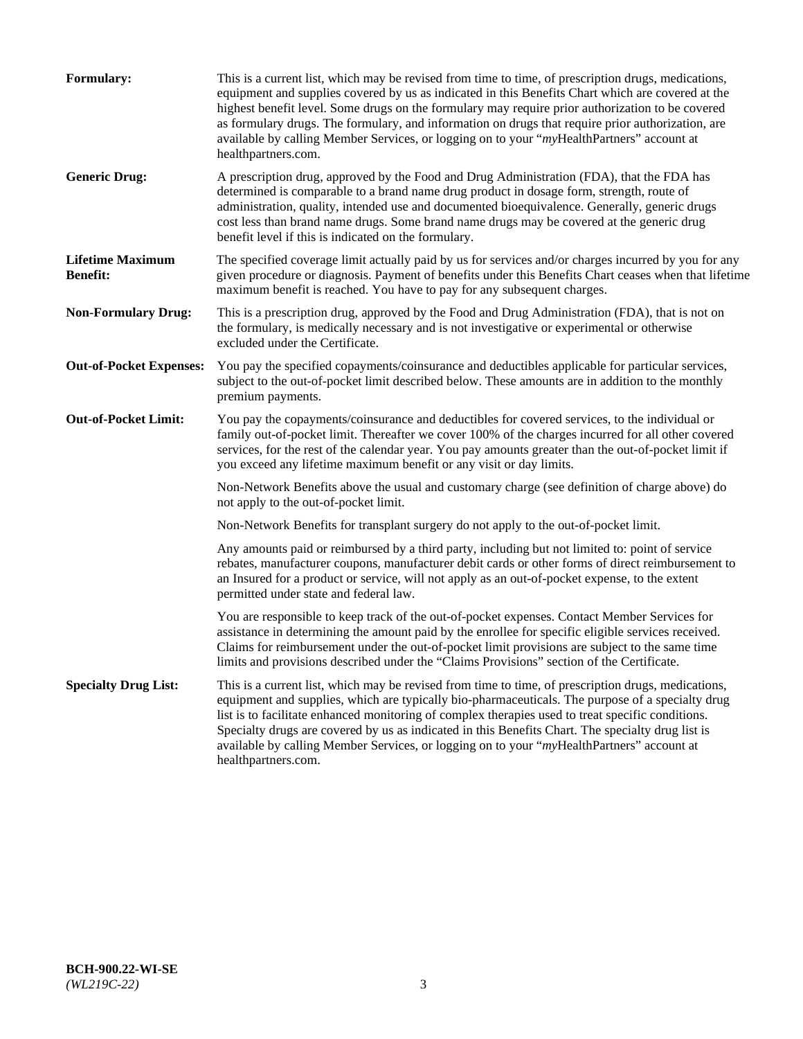**Formulary:** This is a current list, which may be revised from time to time, of prescription drugs, medications, equipment and supplies covered by us as indicated in this Benefits Chart which are covered at the highest benefit level. Some drugs on the formulary may require prior authorization to be covered as formulary drugs. The formulary, and information on drugs that require prior authorization, are available by calling Member Services, or logging on to your "*my*HealthPartners" account at healthpartners.com.

**Generic Drug:** A prescription drug, approved by the Food and Drug Administration (FDA), that the FDA has determined is comparable to a brand name drug product in dosage form, strength, route of administration, quality, intended use and documented bioequivalence. Generally, generic drugs cost less than brand name drugs. Some brand name drugs may be covered at the generic drug benefit level if this is indicated on the formulary.

**Lifetime Maximum Benefit:** The specified coverage limit actually paid by us for services and/or charges incurred by you for any given procedure or diagnosis. Payment of benefits under this Benefits Chart ceases when that lifetime maximum benefit is reached. You have to pay for any subsequent charges.

**Non-Formulary Drug:** This is a prescription drug, approved by the Food and Drug Administration (FDA), that is not on the formulary, is medically necessary and is not investigative or experimental or otherwise excluded under the Certificate.

**Out-of-Pocket Expenses:** You pay the specified copayments/coinsurance and deductibles applicable for particular services, subject to the out-of-pocket limit described below. These amounts are in addition to the monthly premium payments.

**Out-of-Pocket Limit:** You pay the copayments/coinsurance and deductibles for covered services, to the individual or family out-of-pocket limit. Thereafter we cover 100% of the charges incurred for all other covered services, for the rest of the calendar year. You pay amounts greater than the out-of-pocket limit if you exceed any lifetime maximum benefit or any visit or day limits.

Non-Network Benefits above the usual and customary charge (see definition of charge above) do not apply to the out-of-pocket limit.

Non-Network Benefits for transplant surgery do not apply to the out-of-pocket limit.

Any amounts paid or reimbursed by a third party, including but not limited to: point of service rebates, manufacturer coupons, manufacturer debit cards or other forms of direct reimbursement to an Insured for a product or service, will not apply as an out-of-pocket expense, to the extent permitted under state and federal law.

You are responsible to keep track of the out-of-pocket expenses. Contact Member Services for assistance in determining the amount paid by the enrollee for specific eligible services received. Claims for reimbursement under the out-of-pocket limit provisions are subject to the same time limits and provisions described under the "Claims Provisions" section of the Certificate.

**Specialty Drug List:** This is a current list, which may be revised from time to time, of prescription drugs, medications, equipment and supplies, which are typically bio-pharmaceuticals. The purpose of a specialty drug list is to facilitate enhanced monitoring of complex therapies used to treat specific conditions. Specialty drugs are covered by us as indicated in this Benefits Chart. The specialty drug list is available by calling Member Services, or logging on to your "*my*HealthPartners" account at healthpartners.com.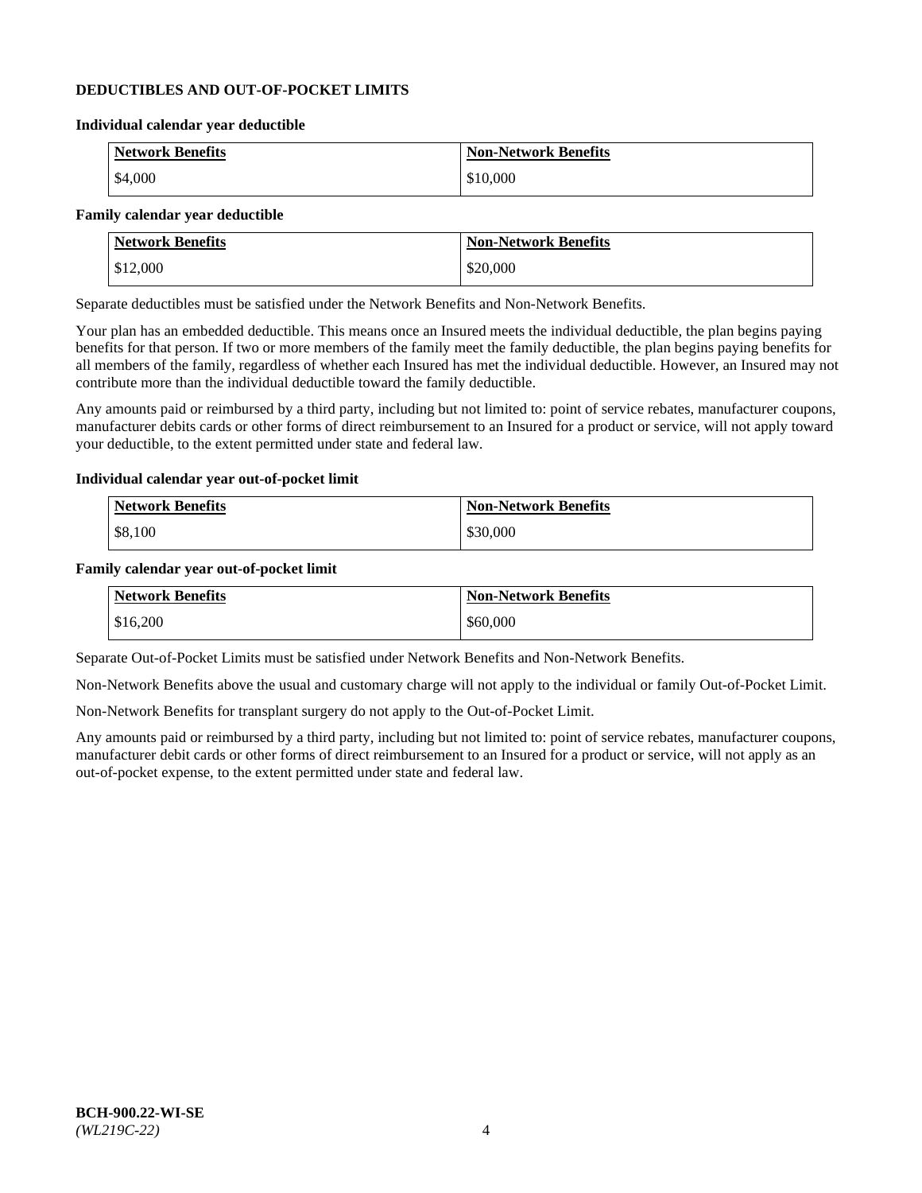## DEDUCTIBLES AND OUT-OF-POCKET LIMITS

**Individual calendar year deductible**

| Network Benefits | Non-Network Benefits |
|---|---|
| $4,000 | $10,000 |

**Family calendar year deductible**

| Network Benefits | Non-Network Benefits |
|---|---|
| $12,000 | $20,000 |

Separate deductibles must be satisfied under the Network Benefits and Non-Network Benefits.

Your plan has an embedded deductible. This means once an Insured meets the individual deductible, the plan begins paying benefits for that person. If two or more members of the family meet the family deductible, the plan begins paying benefits for all members of the family, regardless of whether each Insured has met the individual deductible. However, an Insured may not contribute more than the individual deductible toward the family deductible.

Any amounts paid or reimbursed by a third party, including but not limited to: point of service rebates, manufacturer coupons, manufacturer debits cards or other forms of direct reimbursement to an Insured for a product or service, will not apply toward your deductible, to the extent permitted under state and federal law.

**Individual calendar year out-of-pocket limit**

| Network Benefits | Non-Network Benefits |
|---|---|
| $8,100 | $30,000 |

**Family calendar year out-of-pocket limit**

| Network Benefits | Non-Network Benefits |
|---|---|
| $16,200 | $60,000 |

Separate Out-of-Pocket Limits must be satisfied under Network Benefits and Non-Network Benefits.

Non-Network Benefits above the usual and customary charge will not apply to the individual or family Out-of-Pocket Limit.

Non-Network Benefits for transplant surgery do not apply to the Out-of-Pocket Limit.

Any amounts paid or reimbursed by a third party, including but not limited to: point of service rebates, manufacturer coupons, manufacturer debit cards or other forms of direct reimbursement to an Insured for a product or service, will not apply as an out-of-pocket expense, to the extent permitted under state and federal law.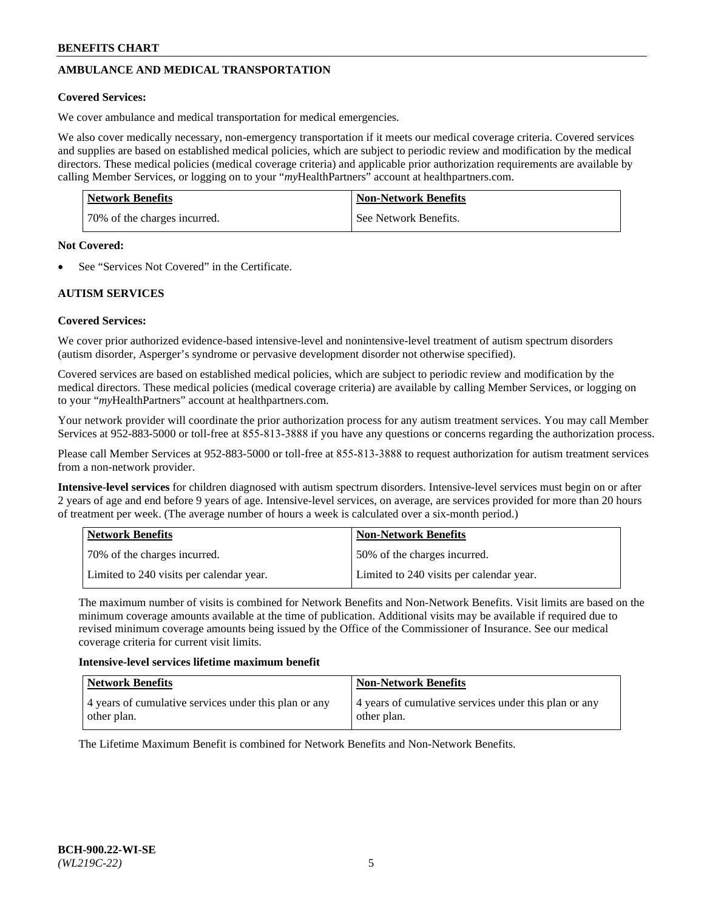## AMBULANCE AND MEDICAL TRANSPORTATION

**Covered Services:**

We cover ambulance and medical transportation for medical emergencies.

We also cover medically necessary, non-emergency transportation if it meets our medical coverage criteria. Covered services and supplies are based on established medical policies, which are subject to periodic review and modification by the medical directors. These medical policies (medical coverage criteria) and applicable prior authorization requirements are available by calling Member Services, or logging on to your "*my*HealthPartners" account at healthpartners.com.

| Network Benefits | Non-Network Benefits |
|---|---|
| 70% of the charges incurred. | See Network Benefits. |

**Not Covered:**

- See "Services Not Covered" in the Certificate.

## AUTISM SERVICES

**Covered Services:**

We cover prior authorized evidence-based intensive-level and nonintensive-level treatment of autism spectrum disorders (autism disorder, Asperger's syndrome or pervasive development disorder not otherwise specified).

Covered services are based on established medical policies, which are subject to periodic review and modification by the medical directors. These medical policies (medical coverage criteria) are available by calling Member Services, or logging on to your "*my*HealthPartners" account at healthpartners.com.

Your network provider will coordinate the prior authorization process for any autism treatment services. You may call Member Services at 952-883-5000 or toll-free at 855-813-3888 if you have any questions or concerns regarding the authorization process.

Please call Member Services at 952-883-5000 or toll-free at 855-813-3888 to request authorization for autism treatment services from a non-network provider.

**Intensive-level services** for children diagnosed with autism spectrum disorders. Intensive-level services must begin on or after 2 years of age and end before 9 years of age. Intensive-level services, on average, are services provided for more than 20 hours of treatment per week. (The average number of hours a week is calculated over a six-month period.)

| Network Benefits | Non-Network Benefits |
|---|---|
| 70% of the charges incurred. | 50% of the charges incurred. |
| Limited to 240 visits per calendar year. | Limited to 240 visits per calendar year. |

The maximum number of visits is combined for Network Benefits and Non-Network Benefits. Visit limits are based on the minimum coverage amounts available at the time of publication. Additional visits may be available if required due to revised minimum coverage amounts being issued by the Office of the Commissioner of Insurance. See our medical coverage criteria for current visit limits.

**Intensive-level services lifetime maximum benefit**

| Network Benefits | Non-Network Benefits |
|---|---|
| 4 years of cumulative services under this plan or any other plan. | 4 years of cumulative services under this plan or any other plan. |

The Lifetime Maximum Benefit is combined for Network Benefits and Non-Network Benefits.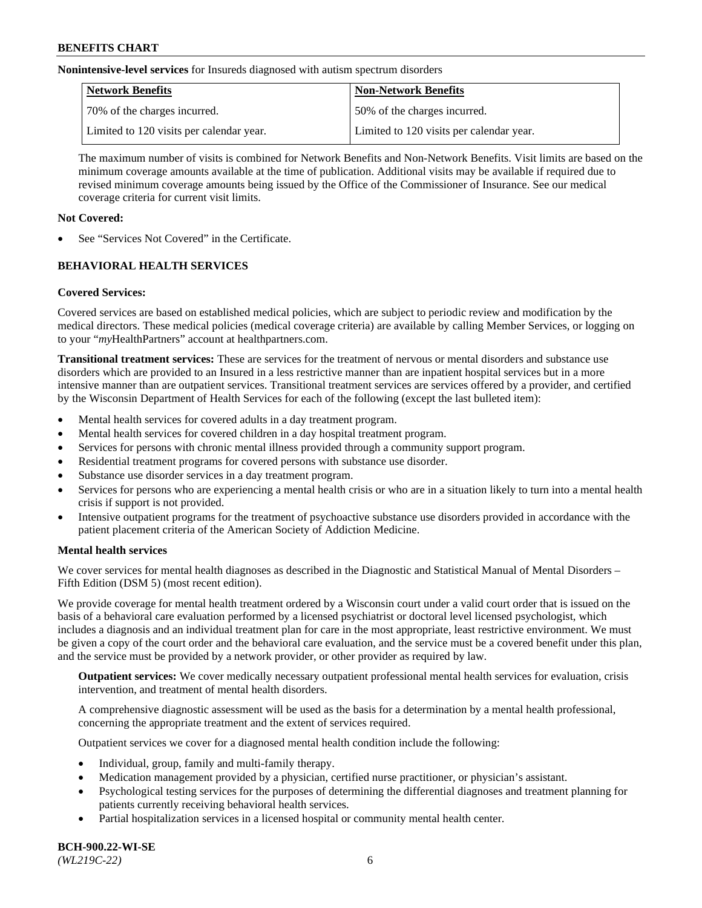**Nonintensive-level services** for Insureds diagnosed with autism spectrum disorders

| Network Benefits | Non-Network Benefits |
| --- | --- |
| 70% of the charges incurred. | 50% of the charges incurred. |
| Limited to 120 visits per calendar year. | Limited to 120 visits per calendar year. |

The maximum number of visits is combined for Network Benefits and Non-Network Benefits. Visit limits are based on the minimum coverage amounts available at the time of publication. Additional visits may be available if required due to revised minimum coverage amounts being issued by the Office of the Commissioner of Insurance. See our medical coverage criteria for current visit limits.

**Not Covered:**

- See "Services Not Covered" in the Certificate.

### BEHAVIORAL HEALTH SERVICES

**Covered Services:**

Covered services are based on established medical policies, which are subject to periodic review and modification by the medical directors. These medical policies (medical coverage criteria) are available by calling Member Services, or logging on to your "*my*HealthPartners" account at healthpartners.com.

**Transitional treatment services:** These are services for the treatment of nervous or mental disorders and substance use disorders which are provided to an Insured in a less restrictive manner than are inpatient hospital services but in a more intensive manner than are outpatient services. Transitional treatment services are services offered by a provider, and certified by the Wisconsin Department of Health Services for each of the following (except the last bulleted item):

- Mental health services for covered adults in a day treatment program.
- Mental health services for covered children in a day hospital treatment program.
- Services for persons with chronic mental illness provided through a community support program.
- Residential treatment programs for covered persons with substance use disorder.
- Substance use disorder services in a day treatment program.
- Services for persons who are experiencing a mental health crisis or who are in a situation likely to turn into a mental health crisis if support is not provided.
- Intensive outpatient programs for the treatment of psychoactive substance use disorders provided in accordance with the patient placement criteria of the American Society of Addiction Medicine.

**Mental health services**

We cover services for mental health diagnoses as described in the Diagnostic and Statistical Manual of Mental Disorders – Fifth Edition (DSM 5) (most recent edition).

We provide coverage for mental health treatment ordered by a Wisconsin court under a valid court order that is issued on the basis of a behavioral care evaluation performed by a licensed psychiatrist or doctoral level licensed psychologist, which includes a diagnosis and an individual treatment plan for care in the most appropriate, least restrictive environment. We must be given a copy of the court order and the behavioral care evaluation, and the service must be a covered benefit under this plan, and the service must be provided by a network provider, or other provider as required by law.

**Outpatient services:** We cover medically necessary outpatient professional mental health services for evaluation, crisis intervention, and treatment of mental health disorders.

A comprehensive diagnostic assessment will be used as the basis for a determination by a mental health professional, concerning the appropriate treatment and the extent of services required.

Outpatient services we cover for a diagnosed mental health condition include the following:

- Individual, group, family and multi-family therapy.
- Medication management provided by a physician, certified nurse practitioner, or physician's assistant.
- Psychological testing services for the purposes of determining the differential diagnoses and treatment planning for patients currently receiving behavioral health services.
- Partial hospitalization services in a licensed hospital or community mental health center.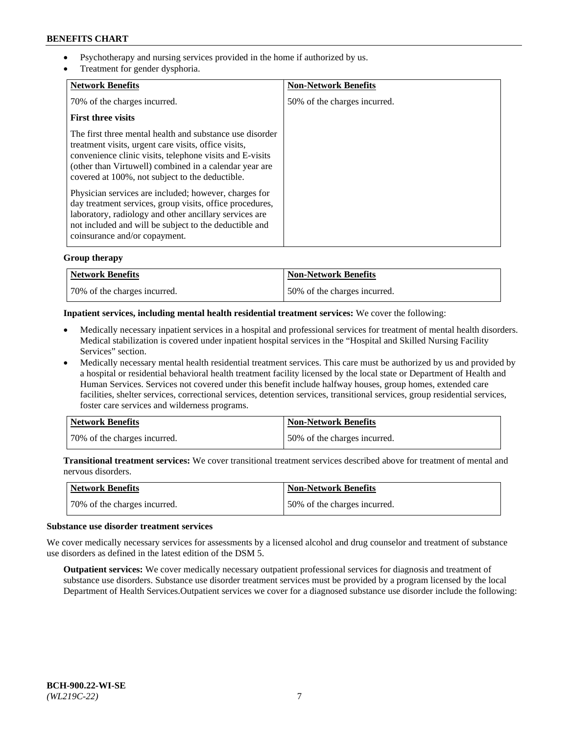- Psychotherapy and nursing services provided in the home if authorized by us.
- Treatment for gender dysphoria.

| Network Benefits | Non-Network Benefits |
| --- | --- |
| 70% of the charges incurred.<br><br>**First three visits**<br><br>The first three mental health and substance use disorder treatment visits, urgent care visits, office visits, convenience clinic visits, telephone visits and E-visits (other than Virtuwell) combined in a calendar year are covered at 100%, not subject to the deductible.<br><br>Physician services are included; however, charges for day treatment services, group visits, office procedures, laboratory, radiology and other ancillary services are not included and will be subject to the deductible and coinsurance and/or copayment. | 50% of the charges incurred. |

**Group therapy**

| Network Benefits | Non-Network Benefits |
| --- | --- |
| 70% of the charges incurred. | 50% of the charges incurred. |

**Inpatient services, including mental health residential treatment services:** We cover the following:

- Medically necessary inpatient services in a hospital and professional services for treatment of mental health disorders. Medical stabilization is covered under inpatient hospital services in the "Hospital and Skilled Nursing Facility Services" section.
- Medically necessary mental health residential treatment services. This care must be authorized by us and provided by a hospital or residential behavioral health treatment facility licensed by the local state or Department of Health and Human Services. Services not covered under this benefit include halfway houses, group homes, extended care facilities, shelter services, correctional services, detention services, transitional services, group residential services, foster care services and wilderness programs.

| Network Benefits | Non-Network Benefits |
| --- | --- |
| 70% of the charges incurred. | 50% of the charges incurred. |

**Transitional treatment services:** We cover transitional treatment services described above for treatment of mental and nervous disorders.

| Network Benefits | Non-Network Benefits |
| --- | --- |
| 70% of the charges incurred. | 50% of the charges incurred. |

**Substance use disorder treatment services**

We cover medically necessary services for assessments by a licensed alcohol and drug counselor and treatment of substance use disorders as defined in the latest edition of the DSM 5.

**Outpatient services:** We cover medically necessary outpatient professional services for diagnosis and treatment of substance use disorders. Substance use disorder treatment services must be provided by a program licensed by the local Department of Health Services.Outpatient services we cover for a diagnosed substance use disorder include the following: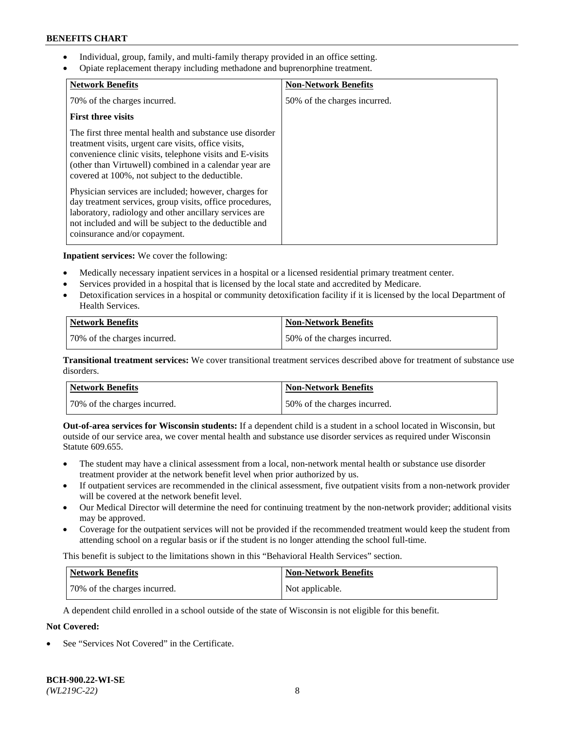- Individual, group, family, and multi-family therapy provided in an office setting.
- Opiate replacement therapy including methadone and buprenorphine treatment.

| Network Benefits | Non-Network Benefits |
| --- | --- |
| 70% of the charges incurred.<br><br>**First three visits**<br><br>The first three mental health and substance use disorder treatment visits, urgent care visits, office visits, convenience clinic visits, telephone visits and E-visits (other than Virtuwell) combined in a calendar year are covered at 100%, not subject to the deductible.<br><br>Physician services are included; however, charges for day treatment services, group visits, office procedures, laboratory, radiology and other ancillary services are not included and will be subject to the deductible and coinsurance and/or copayment. | 50% of the charges incurred. |

**Inpatient services:** We cover the following:

- Medically necessary inpatient services in a hospital or a licensed residential primary treatment center.
- Services provided in a hospital that is licensed by the local state and accredited by Medicare.
- Detoxification services in a hospital or community detoxification facility if it is licensed by the local Department of Health Services.

| Network Benefits | Non-Network Benefits |
| --- | --- |
| 70% of the charges incurred. | 50% of the charges incurred. |

**Transitional treatment services:** We cover transitional treatment services described above for treatment of substance use disorders.

| Network Benefits | Non-Network Benefits |
| --- | --- |
| 70% of the charges incurred. | 50% of the charges incurred. |

**Out-of-area services for Wisconsin students:** If a dependent child is a student in a school located in Wisconsin, but outside of our service area, we cover mental health and substance use disorder services as required under Wisconsin Statute 609.655.

- The student may have a clinical assessment from a local, non-network mental health or substance use disorder treatment provider at the network benefit level when prior authorized by us.
- If outpatient services are recommended in the clinical assessment, five outpatient visits from a non-network provider will be covered at the network benefit level.
- Our Medical Director will determine the need for continuing treatment by the non-network provider; additional visits may be approved.
- Coverage for the outpatient services will not be provided if the recommended treatment would keep the student from attending school on a regular basis or if the student is no longer attending the school full-time.

This benefit is subject to the limitations shown in this "Behavioral Health Services" section.

| Network Benefits | Non-Network Benefits |
| --- | --- |
| 70% of the charges incurred. | Not applicable. |

A dependent child enrolled in a school outside of the state of Wisconsin is not eligible for this benefit.

**Not Covered:**

- See "Services Not Covered" in the Certificate.

BCH-900.22-WI-SE
*(WL219C-22)*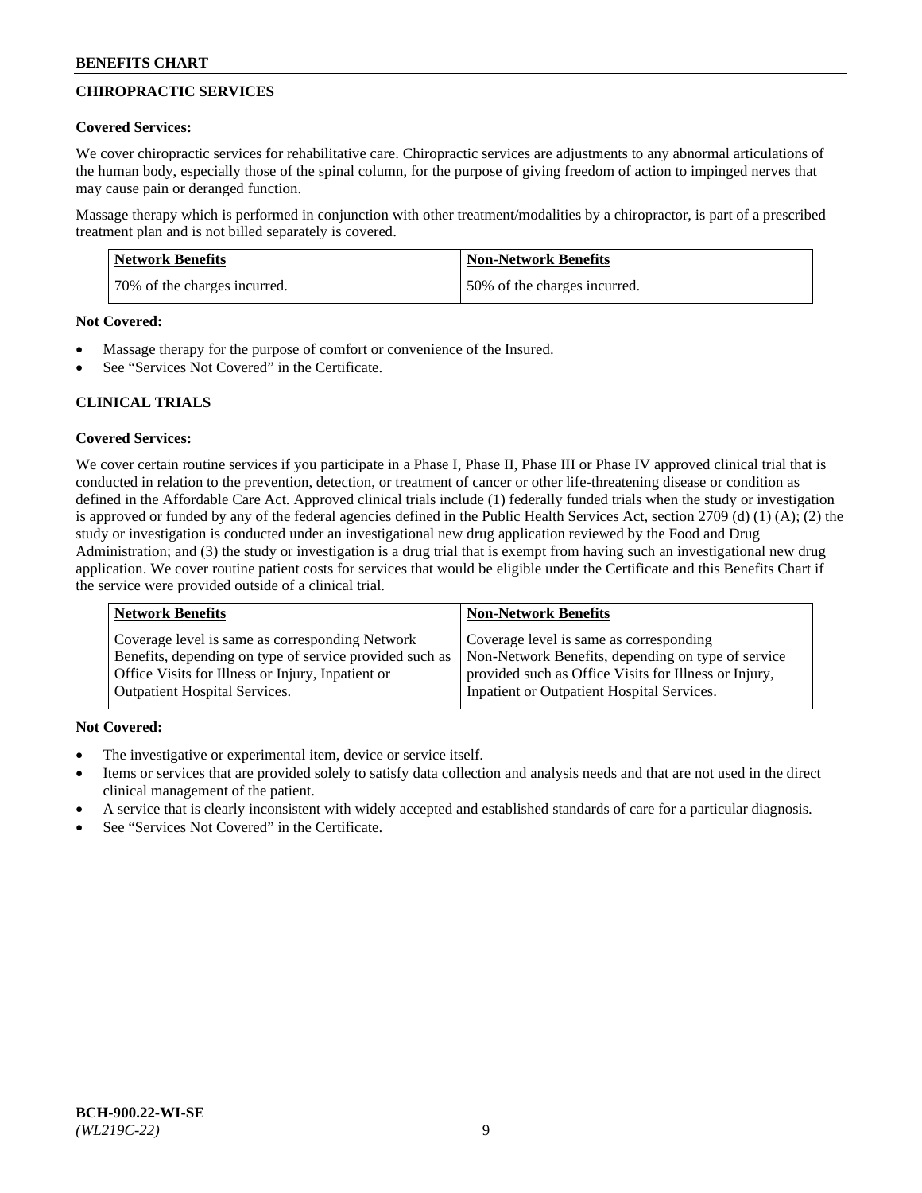## CHIROPRACTIC SERVICES

**Covered Services:**

We cover chiropractic services for rehabilitative care. Chiropractic services are adjustments to any abnormal articulations of the human body, especially those of the spinal column, for the purpose of giving freedom of action to impinged nerves that may cause pain or deranged function.

Massage therapy which is performed in conjunction with other treatment/modalities by a chiropractor, is part of a prescribed treatment plan and is not billed separately is covered.

| Network Benefits | Non-Network Benefits |
|---|---|
| 70% of the charges incurred. | 50% of the charges incurred. |

**Not Covered:**

- Massage therapy for the purpose of comfort or convenience of the Insured.
- See "Services Not Covered" in the Certificate.

## CLINICAL TRIALS

**Covered Services:**

We cover certain routine services if you participate in a Phase I, Phase II, Phase III or Phase IV approved clinical trial that is conducted in relation to the prevention, detection, or treatment of cancer or other life-threatening disease or condition as defined in the Affordable Care Act. Approved clinical trials include (1) federally funded trials when the study or investigation is approved or funded by any of the federal agencies defined in the Public Health Services Act, section 2709 (d) (1) (A); (2) the study or investigation is conducted under an investigational new drug application reviewed by the Food and Drug Administration; and (3) the study or investigation is a drug trial that is exempt from having such an investigational new drug application. We cover routine patient costs for services that would be eligible under the Certificate and this Benefits Chart if the service were provided outside of a clinical trial.

| Network Benefits | Non-Network Benefits |
|---|---|
| Coverage level is same as corresponding Network Benefits, depending on type of service provided such as Office Visits for Illness or Injury, Inpatient or Outpatient Hospital Services. | Coverage level is same as corresponding Non-Network Benefits, depending on type of service provided such as Office Visits for Illness or Injury, Inpatient or Outpatient Hospital Services. |

**Not Covered:**

- The investigative or experimental item, device or service itself.
- Items or services that are provided solely to satisfy data collection and analysis needs and that are not used in the direct clinical management of the patient.
- A service that is clearly inconsistent with widely accepted and established standards of care for a particular diagnosis.
- See "Services Not Covered" in the Certificate.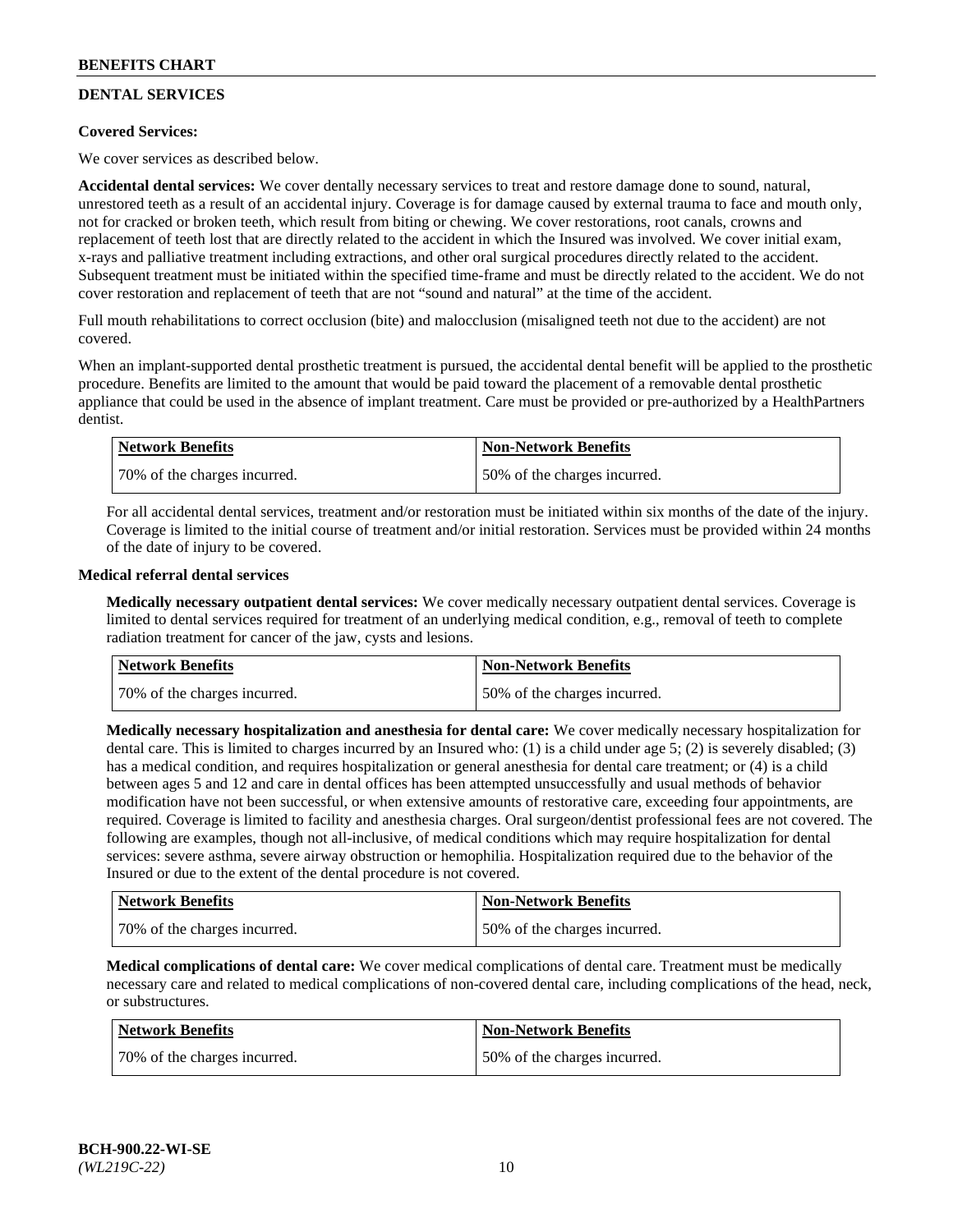## DENTAL SERVICES

**Covered Services:**

We cover services as described below.

**Accidental dental services:** We cover dentally necessary services to treat and restore damage done to sound, natural, unrestored teeth as a result of an accidental injury. Coverage is for damage caused by external trauma to face and mouth only, not for cracked or broken teeth, which result from biting or chewing. We cover restorations, root canals, crowns and replacement of teeth lost that are directly related to the accident in which the Insured was involved. We cover initial exam, x-rays and palliative treatment including extractions, and other oral surgical procedures directly related to the accident. Subsequent treatment must be initiated within the specified time-frame and must be directly related to the accident. We do not cover restoration and replacement of teeth that are not "sound and natural" at the time of the accident.

Full mouth rehabilitations to correct occlusion (bite) and malocclusion (misaligned teeth not due to the accident) are not covered.

When an implant-supported dental prosthetic treatment is pursued, the accidental dental benefit will be applied to the prosthetic procedure. Benefits are limited to the amount that would be paid toward the placement of a removable dental prosthetic appliance that could be used in the absence of implant treatment. Care must be provided or pre-authorized by a HealthPartners dentist.

| Network Benefits | Non-Network Benefits |
|---|---|
| 70% of the charges incurred. | 50% of the charges incurred. |

For all accidental dental services, treatment and/or restoration must be initiated within six months of the date of the injury. Coverage is limited to the initial course of treatment and/or initial restoration. Services must be provided within 24 months of the date of injury to be covered.

**Medical referral dental services**

**Medically necessary outpatient dental services:** We cover medically necessary outpatient dental services. Coverage is limited to dental services required for treatment of an underlying medical condition, e.g., removal of teeth to complete radiation treatment for cancer of the jaw, cysts and lesions.

| Network Benefits | Non-Network Benefits |
|---|---|
| 70% of the charges incurred. | 50% of the charges incurred. |

**Medically necessary hospitalization and anesthesia for dental care:** We cover medically necessary hospitalization for dental care. This is limited to charges incurred by an Insured who: (1) is a child under age 5; (2) is severely disabled; (3) has a medical condition, and requires hospitalization or general anesthesia for dental care treatment; or (4) is a child between ages 5 and 12 and care in dental offices has been attempted unsuccessfully and usual methods of behavior modification have not been successful, or when extensive amounts of restorative care, exceeding four appointments, are required. Coverage is limited to facility and anesthesia charges. Oral surgeon/dentist professional fees are not covered. The following are examples, though not all-inclusive, of medical conditions which may require hospitalization for dental services: severe asthma, severe airway obstruction or hemophilia. Hospitalization required due to the behavior of the Insured or due to the extent of the dental procedure is not covered.

| Network Benefits | Non-Network Benefits |
|---|---|
| 70% of the charges incurred. | 50% of the charges incurred. |

**Medical complications of dental care:** We cover medical complications of dental care. Treatment must be medically necessary care and related to medical complications of non-covered dental care, including complications of the head, neck, or substructures.

| Network Benefits | Non-Network Benefits |
|---|---|
| 70% of the charges incurred. | 50% of the charges incurred. |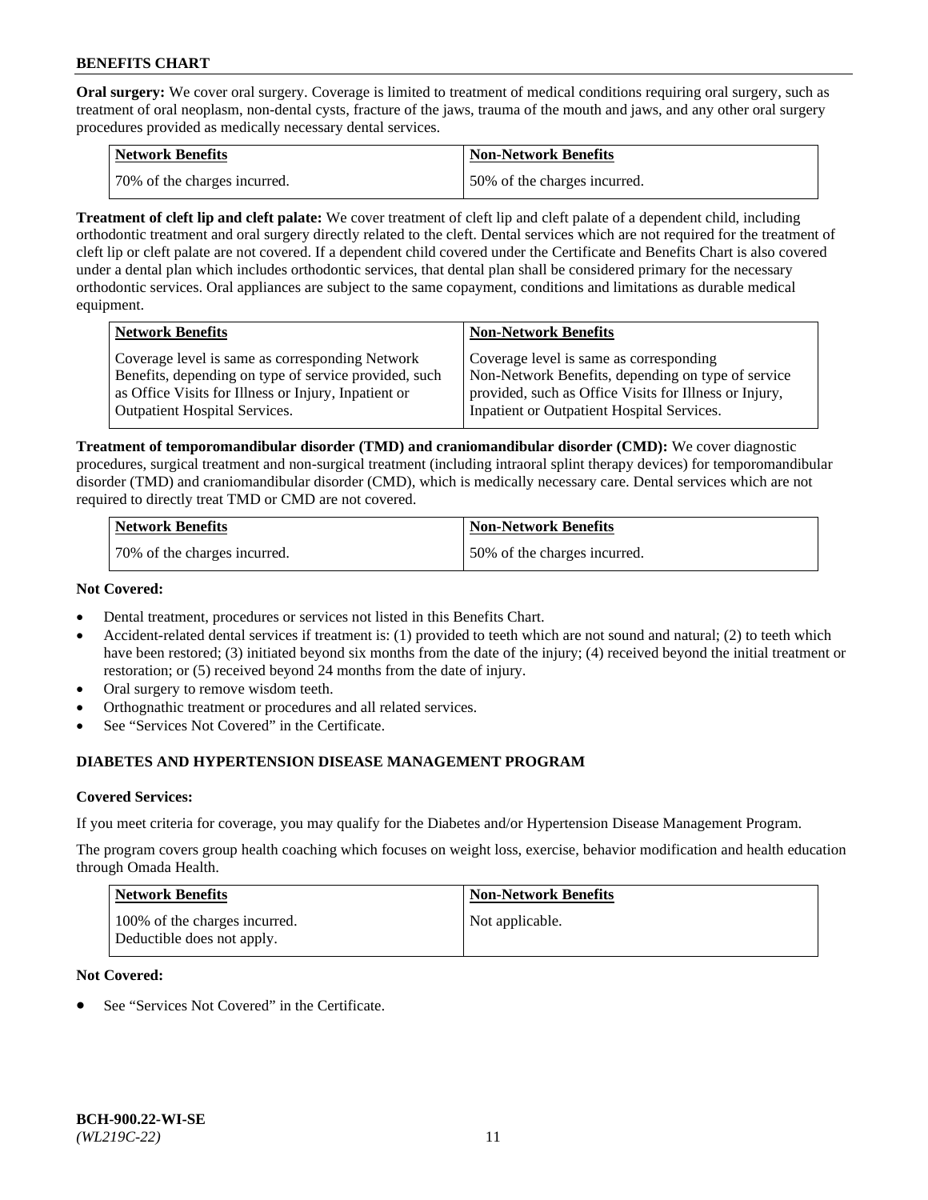**Oral surgery:** We cover oral surgery. Coverage is limited to treatment of medical conditions requiring oral surgery, such as treatment of oral neoplasm, non-dental cysts, fracture of the jaws, trauma of the mouth and jaws, and any other oral surgery procedures provided as medically necessary dental services.

| Network Benefits | Non-Network Benefits |
|---|---|
| 70% of the charges incurred. | 50% of the charges incurred. |

**Treatment of cleft lip and cleft palate:** We cover treatment of cleft lip and cleft palate of a dependent child, including orthodontic treatment and oral surgery directly related to the cleft. Dental services which are not required for the treatment of cleft lip or cleft palate are not covered. If a dependent child covered under the Certificate and Benefits Chart is also covered under a dental plan which includes orthodontic services, that dental plan shall be considered primary for the necessary orthodontic services. Oral appliances are subject to the same copayment, conditions and limitations as durable medical equipment.

| Network Benefits | Non-Network Benefits |
|---|---|
| Coverage level is same as corresponding Network Benefits, depending on type of service provided, such as Office Visits for Illness or Injury, Inpatient or Outpatient Hospital Services. | Coverage level is same as corresponding Non-Network Benefits, depending on type of service provided, such as Office Visits for Illness or Injury, Inpatient or Outpatient Hospital Services. |

**Treatment of temporomandibular disorder (TMD) and craniomandibular disorder (CMD):** We cover diagnostic procedures, surgical treatment and non-surgical treatment (including intraoral splint therapy devices) for temporomandibular disorder (TMD) and craniomandibular disorder (CMD), which is medically necessary care. Dental services which are not required to directly treat TMD or CMD are not covered.

| Network Benefits | Non-Network Benefits |
|---|---|
| 70% of the charges incurred. | 50% of the charges incurred. |

**Not Covered:**

- Dental treatment, procedures or services not listed in this Benefits Chart.
- Accident-related dental services if treatment is: (1) provided to teeth which are not sound and natural; (2) to teeth which have been restored; (3) initiated beyond six months from the date of the injury; (4) received beyond the initial treatment or restoration; or (5) received beyond 24 months from the date of injury.
- Oral surgery to remove wisdom teeth.
- Orthognathic treatment or procedures and all related services.
- See "Services Not Covered" in the Certificate.

## DIABETES AND HYPERTENSION DISEASE MANAGEMENT PROGRAM

**Covered Services:**

If you meet criteria for coverage, you may qualify for the Diabetes and/or Hypertension Disease Management Program.

The program covers group health coaching which focuses on weight loss, exercise, behavior modification and health education through Omada Health.

| Network Benefits | Non-Network Benefits |
|---|---|
| 100% of the charges incurred. Deductible does not apply. | Not applicable. |

**Not Covered:**

- See "Services Not Covered" in the Certificate.

BCH-900.22-WI-SE
*(WL219C-22)*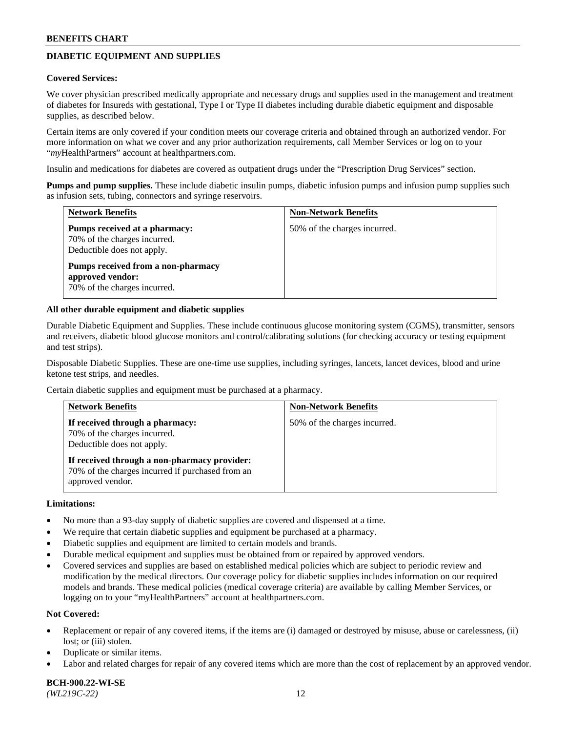## DIABETIC EQUIPMENT AND SUPPLIES

**Covered Services:**

We cover physician prescribed medically appropriate and necessary drugs and supplies used in the management and treatment of diabetes for Insureds with gestational, Type I or Type II diabetes including durable diabetic equipment and disposable supplies, as described below.

Certain items are only covered if your condition meets our coverage criteria and obtained through an authorized vendor. For more information on what we cover and any prior authorization requirements, call Member Services or log on to your "*my*HealthPartners" account at healthpartners.com.

Insulin and medications for diabetes are covered as outpatient drugs under the "Prescription Drug Services" section.

**Pumps and pump supplies.** These include diabetic insulin pumps, diabetic infusion pumps and infusion pump supplies such as infusion sets, tubing, connectors and syringe reservoirs.

| Network Benefits | Non-Network Benefits |
|---|---|
| **Pumps received at a pharmacy:** 70% of the charges incurred. Deductible does not apply.<br><br>**Pumps received from a non-pharmacy approved vendor:** 70% of the charges incurred. | 50% of the charges incurred. |

**All other durable equipment and diabetic supplies**

Durable Diabetic Equipment and Supplies. These include continuous glucose monitoring system (CGMS), transmitter, sensors and receivers, diabetic blood glucose monitors and control/calibrating solutions (for checking accuracy or testing equipment and test strips).

Disposable Diabetic Supplies. These are one-time use supplies, including syringes, lancets, lancet devices, blood and urine ketone test strips, and needles.

Certain diabetic supplies and equipment must be purchased at a pharmacy.

| Network Benefits | Non-Network Benefits |
|---|---|
| **If received through a pharmacy:** 70% of the charges incurred. Deductible does not apply.<br><br>**If received through a non-pharmacy provider:** 70% of the charges incurred if purchased from an approved vendor. | 50% of the charges incurred. |

**Limitations:**

- No more than a 93-day supply of diabetic supplies are covered and dispensed at a time.
- We require that certain diabetic supplies and equipment be purchased at a pharmacy.
- Diabetic supplies and equipment are limited to certain models and brands.
- Durable medical equipment and supplies must be obtained from or repaired by approved vendors.
- Covered services and supplies are based on established medical policies which are subject to periodic review and modification by the medical directors. Our coverage policy for diabetic supplies includes information on our required models and brands. These medical policies (medical coverage criteria) are available by calling Member Services, or logging on to your "myHealthPartners" account at healthpartners.com.

**Not Covered:**

- Replacement or repair of any covered items, if the items are (i) damaged or destroyed by misuse, abuse or carelessness, (ii) lost; or (iii) stolen.
- Duplicate or similar items.
- Labor and related charges for repair of any covered items which are more than the cost of replacement by an approved vendor.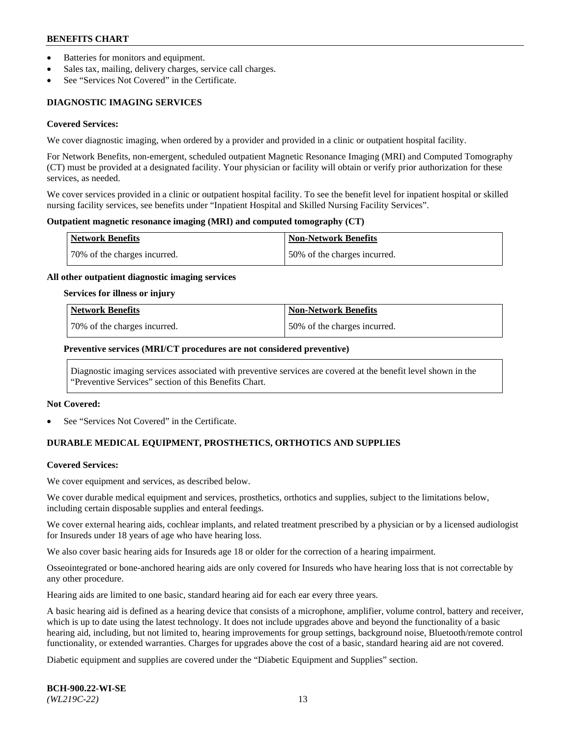- Batteries for monitors and equipment.
- Sales tax, mailing, delivery charges, service call charges.
- See "Services Not Covered" in the Certificate.

## DIAGNOSTIC IMAGING SERVICES

**Covered Services:**

We cover diagnostic imaging, when ordered by a provider and provided in a clinic or outpatient hospital facility.

For Network Benefits, non-emergent, scheduled outpatient Magnetic Resonance Imaging (MRI) and Computed Tomography (CT) must be provided at a designated facility. Your physician or facility will obtain or verify prior authorization for these services, as needed.

We cover services provided in a clinic or outpatient hospital facility. To see the benefit level for inpatient hospital or skilled nursing facility services, see benefits under "Inpatient Hospital and Skilled Nursing Facility Services".

**Outpatient magnetic resonance imaging (MRI) and computed tomography (CT)**

| Network Benefits | Non-Network Benefits |
|---|---|
| 70% of the charges incurred. | 50% of the charges incurred. |

**All other outpatient diagnostic imaging services**

**Services for illness or injury**

| Network Benefits | Non-Network Benefits |
|---|---|
| 70% of the charges incurred. | 50% of the charges incurred. |

**Preventive services (MRI/CT procedures are not considered preventive)**

Diagnostic imaging services associated with preventive services are covered at the benefit level shown in the "Preventive Services" section of this Benefits Chart.

**Not Covered:**

- See "Services Not Covered" in the Certificate.

## DURABLE MEDICAL EQUIPMENT, PROSTHETICS, ORTHOTICS AND SUPPLIES

**Covered Services:**

We cover equipment and services, as described below.

We cover durable medical equipment and services, prosthetics, orthotics and supplies, subject to the limitations below, including certain disposable supplies and enteral feedings.

We cover external hearing aids, cochlear implants, and related treatment prescribed by a physician or by a licensed audiologist for Insureds under 18 years of age who have hearing loss.

We also cover basic hearing aids for Insureds age 18 or older for the correction of a hearing impairment.

Osseointegrated or bone-anchored hearing aids are only covered for Insureds who have hearing loss that is not correctable by any other procedure.

Hearing aids are limited to one basic, standard hearing aid for each ear every three years.

A basic hearing aid is defined as a hearing device that consists of a microphone, amplifier, volume control, battery and receiver, which is up to date using the latest technology. It does not include upgrades above and beyond the functionality of a basic hearing aid, including, but not limited to, hearing improvements for group settings, background noise, Bluetooth/remote control functionality, or extended warranties. Charges for upgrades above the cost of a basic, standard hearing aid are not covered.

Diabetic equipment and supplies are covered under the "Diabetic Equipment and Supplies" section.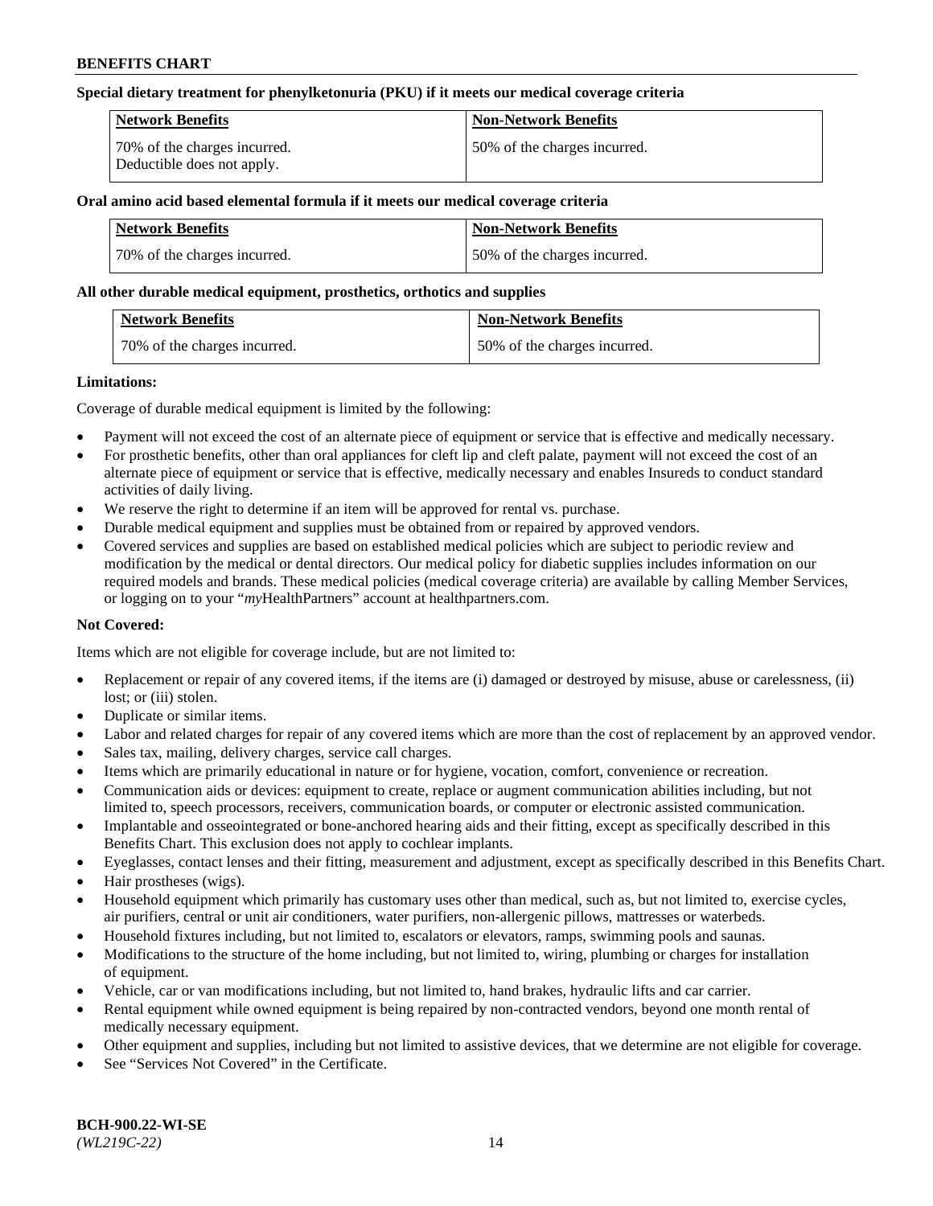**Special dietary treatment for phenylketonuria (PKU) if it meets our medical coverage criteria**

| Network Benefits | Non-Network Benefits |
| --- | --- |
| 70% of the charges incurred. Deductible does not apply. | 50% of the charges incurred. |

**Oral amino acid based elemental formula if it meets our medical coverage criteria**

| Network Benefits | Non-Network Benefits |
| --- | --- |
| 70% of the charges incurred. | 50% of the charges incurred. |

**All other durable medical equipment, prosthetics, orthotics and supplies**

| Network Benefits | Non-Network Benefits |
| --- | --- |
| 70% of the charges incurred. | 50% of the charges incurred. |

**Limitations:**

Coverage of durable medical equipment is limited by the following:

- Payment will not exceed the cost of an alternate piece of equipment or service that is effective and medically necessary.
- For prosthetic benefits, other than oral appliances for cleft lip and cleft palate, payment will not exceed the cost of an alternate piece of equipment or service that is effective, medically necessary and enables Insureds to conduct standard activities of daily living.
- We reserve the right to determine if an item will be approved for rental vs. purchase.
- Durable medical equipment and supplies must be obtained from or repaired by approved vendors.
- Covered services and supplies are based on established medical policies which are subject to periodic review and modification by the medical or dental directors. Our medical policy for diabetic supplies includes information on our required models and brands. These medical policies (medical coverage criteria) are available by calling Member Services, or logging on to your "*my*HealthPartners" account at healthpartners.com.

**Not Covered:**

Items which are not eligible for coverage include, but are not limited to:

- Replacement or repair of any covered items, if the items are (i) damaged or destroyed by misuse, abuse or carelessness, (ii) lost; or (iii) stolen.
- Duplicate or similar items.
- Labor and related charges for repair of any covered items which are more than the cost of replacement by an approved vendor.
- Sales tax, mailing, delivery charges, service call charges.
- Items which are primarily educational in nature or for hygiene, vocation, comfort, convenience or recreation.
- Communication aids or devices: equipment to create, replace or augment communication abilities including, but not limited to, speech processors, receivers, communication boards, or computer or electronic assisted communication.
- Implantable and osseointegrated or bone-anchored hearing aids and their fitting, except as specifically described in this Benefits Chart. This exclusion does not apply to cochlear implants.
- Eyeglasses, contact lenses and their fitting, measurement and adjustment, except as specifically described in this Benefits Chart.
- Hair prostheses (wigs).
- Household equipment which primarily has customary uses other than medical, such as, but not limited to, exercise cycles, air purifiers, central or unit air conditioners, water purifiers, non-allergenic pillows, mattresses or waterbeds.
- Household fixtures including, but not limited to, escalators or elevators, ramps, swimming pools and saunas.
- Modifications to the structure of the home including, but not limited to, wiring, plumbing or charges for installation of equipment.
- Vehicle, car or van modifications including, but not limited to, hand brakes, hydraulic lifts and car carrier.
- Rental equipment while owned equipment is being repaired by non-contracted vendors, beyond one month rental of medically necessary equipment.
- Other equipment and supplies, including but not limited to assistive devices, that we determine are not eligible for coverage.
- See "Services Not Covered" in the Certificate.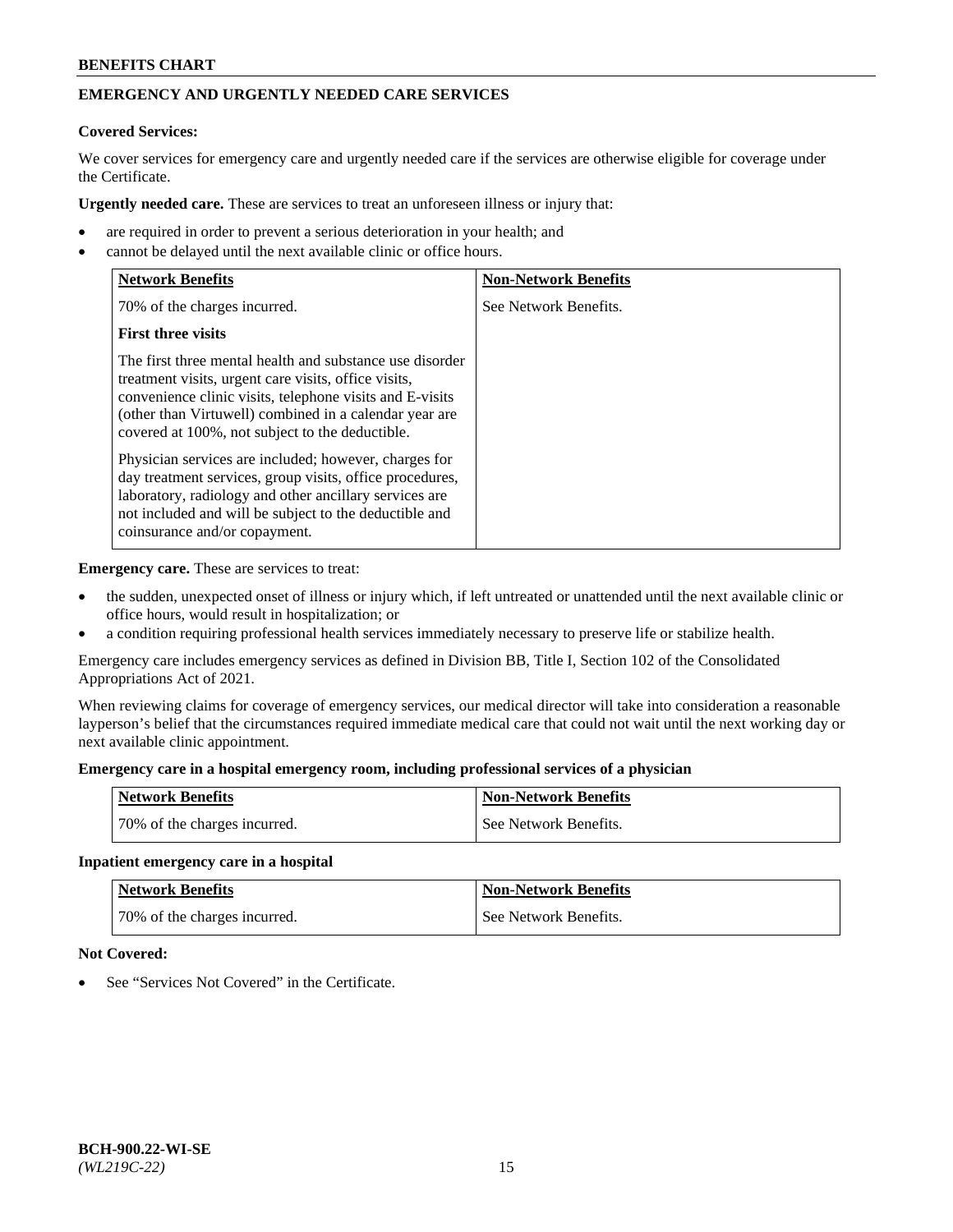## EMERGENCY AND URGENTLY NEEDED CARE SERVICES

**Covered Services:**

We cover services for emergency care and urgently needed care if the services are otherwise eligible for coverage under the Certificate.

**Urgently needed care.** These are services to treat an unforeseen illness or injury that:

- are required in order to prevent a serious deterioration in your health; and
- cannot be delayed until the next available clinic or office hours.

| Network Benefits | Non-Network Benefits |
|---|---|
| 70% of the charges incurred.<br><br>**First three visits**<br><br>The first three mental health and substance use disorder treatment visits, urgent care visits, office visits, convenience clinic visits, telephone visits and E-visits (other than Virtuwell) combined in a calendar year are covered at 100%, not subject to the deductible.<br><br>Physician services are included; however, charges for day treatment services, group visits, office procedures, laboratory, radiology and other ancillary services are not included and will be subject to the deductible and coinsurance and/or copayment. | See Network Benefits. |

**Emergency care.** These are services to treat:

- the sudden, unexpected onset of illness or injury which, if left untreated or unattended until the next available clinic or office hours, would result in hospitalization; or
- a condition requiring professional health services immediately necessary to preserve life or stabilize health.

Emergency care includes emergency services as defined in Division BB, Title I, Section 102 of the Consolidated Appropriations Act of 2021.

When reviewing claims for coverage of emergency services, our medical director will take into consideration a reasonable layperson's belief that the circumstances required immediate medical care that could not wait until the next working day or next available clinic appointment.

**Emergency care in a hospital emergency room, including professional services of a physician**

| Network Benefits | Non-Network Benefits |
|---|---|
| 70% of the charges incurred. | See Network Benefits. |

**Inpatient emergency care in a hospital**

| Network Benefits | Non-Network Benefits |
|---|---|
| 70% of the charges incurred. | See Network Benefits. |

**Not Covered:**

- See "Services Not Covered" in the Certificate.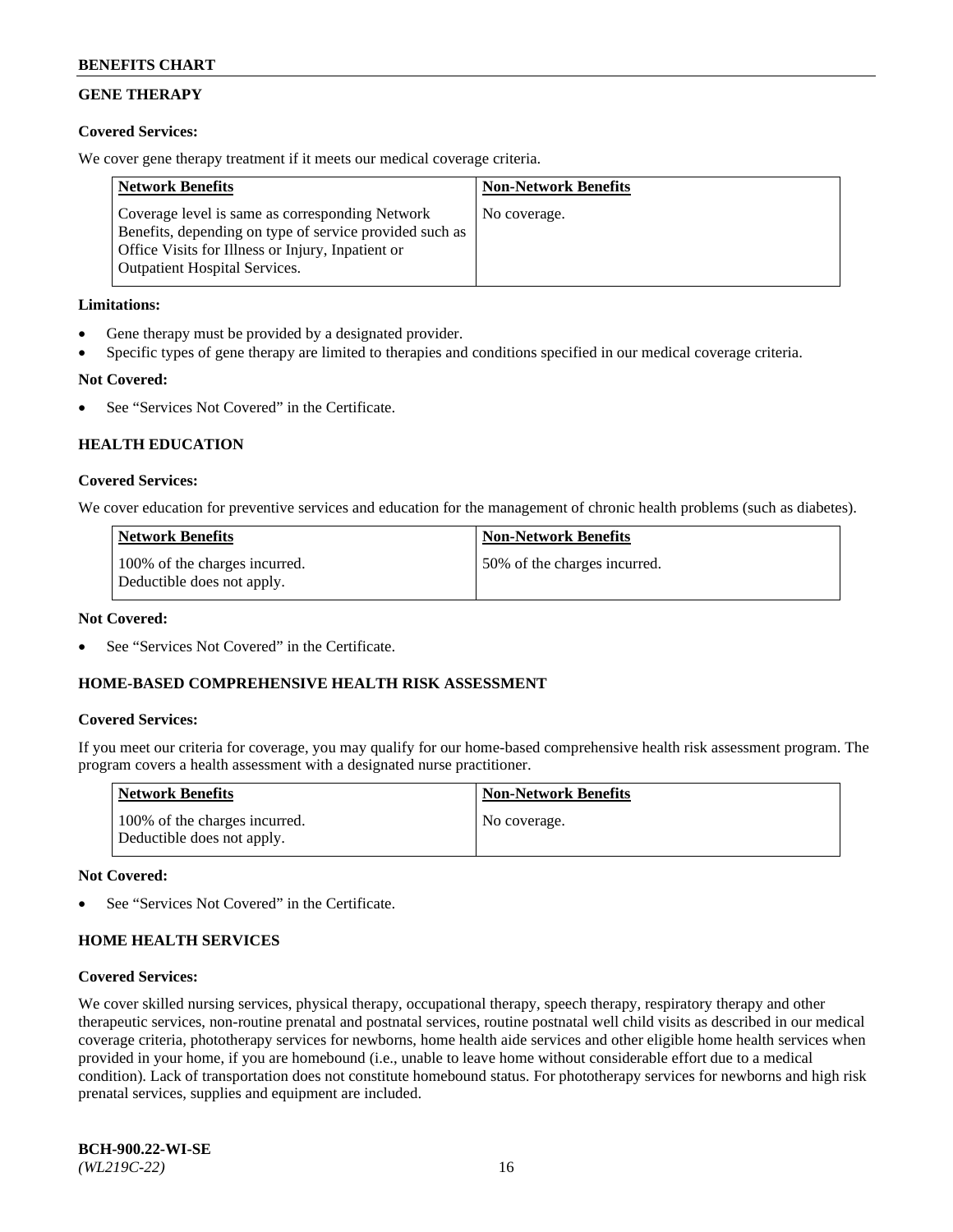## GENE THERAPY

### Covered Services:

We cover gene therapy treatment if it meets our medical coverage criteria.

| Network Benefits | Non-Network Benefits |
|---|---|
| Coverage level is same as corresponding Network Benefits, depending on type of service provided such as Office Visits for Illness or Injury, Inpatient or Outpatient Hospital Services. | No coverage. |

### Limitations:

- Gene therapy must be provided by a designated provider.
- Specific types of gene therapy are limited to therapies and conditions specified in our medical coverage criteria.

### Not Covered:

- See "Services Not Covered" in the Certificate.

## HEALTH EDUCATION

### Covered Services:

We cover education for preventive services and education for the management of chronic health problems (such as diabetes).

| Network Benefits | Non-Network Benefits |
|---|---|
| 100% of the charges incurred. Deductible does not apply. | 50% of the charges incurred. |

### Not Covered:

- See "Services Not Covered" in the Certificate.

## HOME-BASED COMPREHENSIVE HEALTH RISK ASSESSMENT

### Covered Services:

If you meet our criteria for coverage, you may qualify for our home-based comprehensive health risk assessment program. The program covers a health assessment with a designated nurse practitioner.

| Network Benefits | Non-Network Benefits |
|---|---|
| 100% of the charges incurred. Deductible does not apply. | No coverage. |

### Not Covered:

- See "Services Not Covered" in the Certificate.

## HOME HEALTH SERVICES

### Covered Services:

We cover skilled nursing services, physical therapy, occupational therapy, speech therapy, respiratory therapy and other therapeutic services, non-routine prenatal and postnatal services, routine postnatal well child visits as described in our medical coverage criteria, phototherapy services for newborns, home health aide services and other eligible home health services when provided in your home, if you are homebound (i.e., unable to leave home without considerable effort due to a medical condition). Lack of transportation does not constitute homebound status. For phototherapy services for newborns and high risk prenatal services, supplies and equipment are included.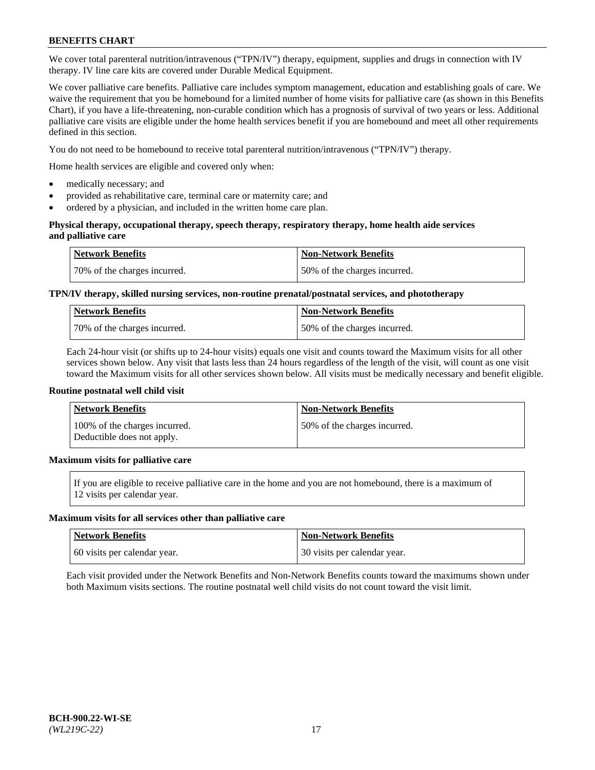We cover total parenteral nutrition/intravenous ("TPN/IV") therapy, equipment, supplies and drugs in connection with IV therapy. IV line care kits are covered under Durable Medical Equipment.

We cover palliative care benefits. Palliative care includes symptom management, education and establishing goals of care. We waive the requirement that you be homebound for a limited number of home visits for palliative care (as shown in this Benefits Chart), if you have a life-threatening, non-curable condition which has a prognosis of survival of two years or less. Additional palliative care visits are eligible under the home health services benefit if you are homebound and meet all other requirements defined in this section.

You do not need to be homebound to receive total parenteral nutrition/intravenous ("TPN/IV") therapy.

Home health services are eligible and covered only when:

- medically necessary; and
- provided as rehabilitative care, terminal care or maternity care; and
- ordered by a physician, and included in the written home care plan.

**Physical therapy, occupational therapy, speech therapy, respiratory therapy, home health aide services and palliative care**

| Network Benefits | Non-Network Benefits |
|---|---|
| 70% of the charges incurred. | 50% of the charges incurred. |

**TPN/IV therapy, skilled nursing services, non-routine prenatal/postnatal services, and phototherapy**

| Network Benefits | Non-Network Benefits |
|---|---|
| 70% of the charges incurred. | 50% of the charges incurred. |

Each 24-hour visit (or shifts up to 24-hour visits) equals one visit and counts toward the Maximum visits for all other services shown below. Any visit that lasts less than 24 hours regardless of the length of the visit, will count as one visit toward the Maximum visits for all other services shown below. All visits must be medically necessary and benefit eligible.

**Routine postnatal well child visit**

| Network Benefits | Non-Network Benefits |
|---|---|
| 100% of the charges incurred. Deductible does not apply. | 50% of the charges incurred. |

**Maximum visits for palliative care**

| If you are eligible to receive palliative care in the home and you are not homebound, there is a maximum of 12 visits per calendar year. |
|---|

**Maximum visits for all services other than palliative care**

| Network Benefits | Non-Network Benefits |
|---|---|
| 60 visits per calendar year. | 30 visits per calendar year. |

Each visit provided under the Network Benefits and Non-Network Benefits counts toward the maximums shown under both Maximum visits sections. The routine postnatal well child visits do not count toward the visit limit.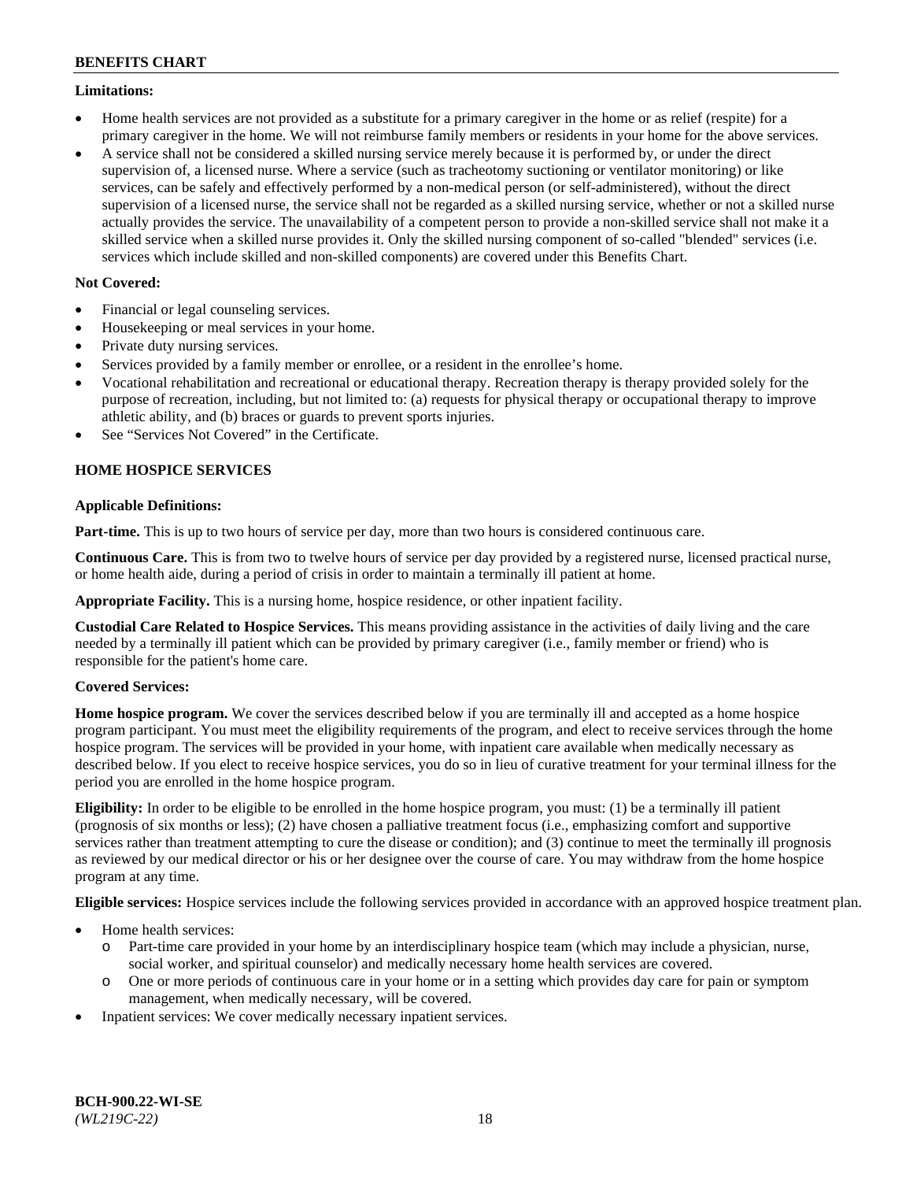**Limitations:**

- Home health services are not provided as a substitute for a primary caregiver in the home or as relief (respite) for a primary caregiver in the home. We will not reimburse family members or residents in your home for the above services.
- A service shall not be considered a skilled nursing service merely because it is performed by, or under the direct supervision of, a licensed nurse. Where a service (such as tracheotomy suctioning or ventilator monitoring) or like services, can be safely and effectively performed by a non-medical person (or self-administered), without the direct supervision of a licensed nurse, the service shall not be regarded as a skilled nursing service, whether or not a skilled nurse actually provides the service. The unavailability of a competent person to provide a non-skilled service shall not make it a skilled service when a skilled nurse provides it. Only the skilled nursing component of so-called "blended" services (i.e. services which include skilled and non-skilled components) are covered under this Benefits Chart.

**Not Covered:**

- Financial or legal counseling services.
- Housekeeping or meal services in your home.
- Private duty nursing services.
- Services provided by a family member or enrollee, or a resident in the enrollee's home.
- Vocational rehabilitation and recreational or educational therapy. Recreation therapy is therapy provided solely for the purpose of recreation, including, but not limited to: (a) requests for physical therapy or occupational therapy to improve athletic ability, and (b) braces or guards to prevent sports injuries.
- See "Services Not Covered" in the Certificate.

**HOME HOSPICE SERVICES**

**Applicable Definitions:**

**Part-time.** This is up to two hours of service per day, more than two hours is considered continuous care.

**Continuous Care.** This is from two to twelve hours of service per day provided by a registered nurse, licensed practical nurse, or home health aide, during a period of crisis in order to maintain a terminally ill patient at home.

**Appropriate Facility.** This is a nursing home, hospice residence, or other inpatient facility.

**Custodial Care Related to Hospice Services.** This means providing assistance in the activities of daily living and the care needed by a terminally ill patient which can be provided by primary caregiver (i.e., family member or friend) who is responsible for the patient's home care.

**Covered Services:**

**Home hospice program.** We cover the services described below if you are terminally ill and accepted as a home hospice program participant. You must meet the eligibility requirements of the program, and elect to receive services through the home hospice program. The services will be provided in your home, with inpatient care available when medically necessary as described below. If you elect to receive hospice services, you do so in lieu of curative treatment for your terminal illness for the period you are enrolled in the home hospice program.

**Eligibility:** In order to be eligible to be enrolled in the home hospice program, you must: (1) be a terminally ill patient (prognosis of six months or less); (2) have chosen a palliative treatment focus (i.e., emphasizing comfort and supportive services rather than treatment attempting to cure the disease or condition); and (3) continue to meet the terminally ill prognosis as reviewed by our medical director or his or her designee over the course of care. You may withdraw from the home hospice program at any time.

**Eligible services:** Hospice services include the following services provided in accordance with an approved hospice treatment plan.

- Home health services:
  - Part-time care provided in your home by an interdisciplinary hospice team (which may include a physician, nurse, social worker, and spiritual counselor) and medically necessary home health services are covered.
  - One or more periods of continuous care in your home or in a setting which provides day care for pain or symptom management, when medically necessary, will be covered.
- Inpatient services: We cover medically necessary inpatient services.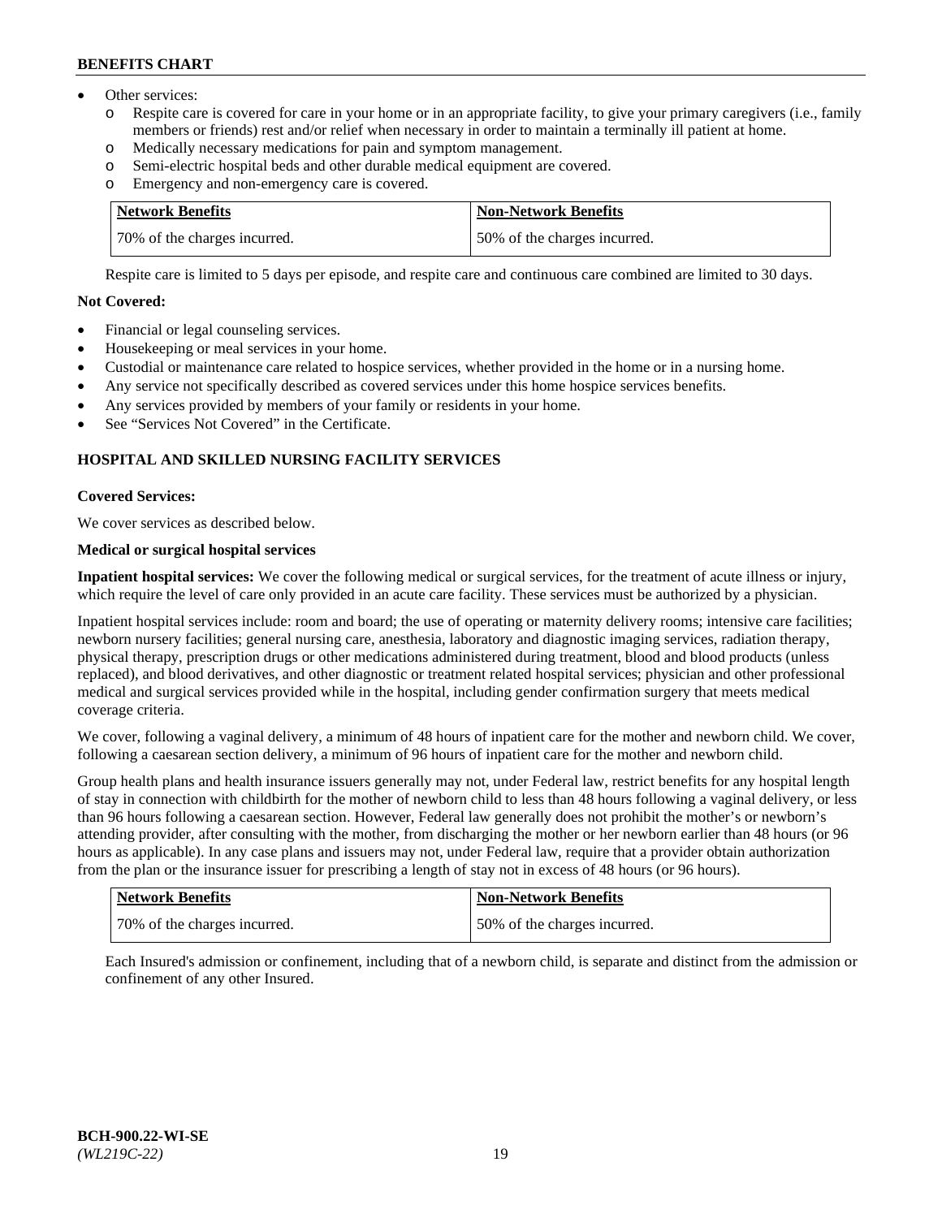- Other services:
  - Respite care is covered for care in your home or in an appropriate facility, to give your primary caregivers (i.e., family members or friends) rest and/or relief when necessary in order to maintain a terminally ill patient at home.
  - Medically necessary medications for pain and symptom management.
  - Semi-electric hospital beds and other durable medical equipment are covered.
  - Emergency and non-emergency care is covered.

| Network Benefits | Non-Network Benefits |
|---|---|
| 70% of the charges incurred. | 50% of the charges incurred. |

Respite care is limited to 5 days per episode, and respite care and continuous care combined are limited to 30 days.

**Not Covered:**

- Financial or legal counseling services.
- Housekeeping or meal services in your home.
- Custodial or maintenance care related to hospice services, whether provided in the home or in a nursing home.
- Any service not specifically described as covered services under this home hospice services benefits.
- Any services provided by members of your family or residents in your home.
- See "Services Not Covered" in the Certificate.

## HOSPITAL AND SKILLED NURSING FACILITY SERVICES

**Covered Services:**

We cover services as described below.

**Medical or surgical hospital services**

**Inpatient hospital services:** We cover the following medical or surgical services, for the treatment of acute illness or injury, which require the level of care only provided in an acute care facility. These services must be authorized by a physician.

Inpatient hospital services include: room and board; the use of operating or maternity delivery rooms; intensive care facilities; newborn nursery facilities; general nursing care, anesthesia, laboratory and diagnostic imaging services, radiation therapy, physical therapy, prescription drugs or other medications administered during treatment, blood and blood products (unless replaced), and blood derivatives, and other diagnostic or treatment related hospital services; physician and other professional medical and surgical services provided while in the hospital, including gender confirmation surgery that meets medical coverage criteria.

We cover, following a vaginal delivery, a minimum of 48 hours of inpatient care for the mother and newborn child. We cover, following a caesarean section delivery, a minimum of 96 hours of inpatient care for the mother and newborn child.

Group health plans and health insurance issuers generally may not, under Federal law, restrict benefits for any hospital length of stay in connection with childbirth for the mother of newborn child to less than 48 hours following a vaginal delivery, or less than 96 hours following a caesarean section. However, Federal law generally does not prohibit the mother's or newborn's attending provider, after consulting with the mother, from discharging the mother or her newborn earlier than 48 hours (or 96 hours as applicable). In any case plans and issuers may not, under Federal law, require that a provider obtain authorization from the plan or the insurance issuer for prescribing a length of stay not in excess of 48 hours (or 96 hours).

| Network Benefits | Non-Network Benefits |
|---|---|
| 70% of the charges incurred. | 50% of the charges incurred. |

Each Insured's admission or confinement, including that of a newborn child, is separate and distinct from the admission or confinement of any other Insured.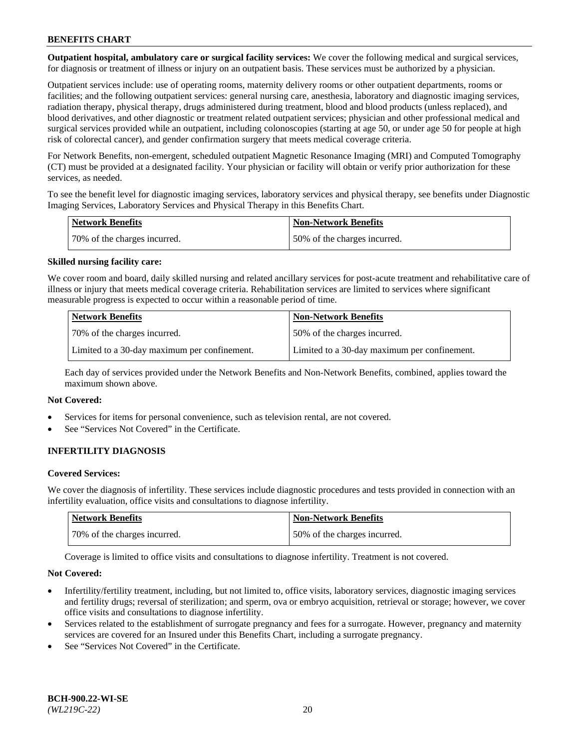**Outpatient hospital, ambulatory care or surgical facility services:** We cover the following medical and surgical services, for diagnosis or treatment of illness or injury on an outpatient basis. These services must be authorized by a physician.

Outpatient services include: use of operating rooms, maternity delivery rooms or other outpatient departments, rooms or facilities; and the following outpatient services: general nursing care, anesthesia, laboratory and diagnostic imaging services, radiation therapy, physical therapy, drugs administered during treatment, blood and blood products (unless replaced), and blood derivatives, and other diagnostic or treatment related outpatient services; physician and other professional medical and surgical services provided while an outpatient, including colonoscopies (starting at age 50, or under age 50 for people at high risk of colorectal cancer), and gender confirmation surgery that meets medical coverage criteria.

For Network Benefits, non-emergent, scheduled outpatient Magnetic Resonance Imaging (MRI) and Computed Tomography (CT) must be provided at a designated facility. Your physician or facility will obtain or verify prior authorization for these services, as needed.

To see the benefit level for diagnostic imaging services, laboratory services and physical therapy, see benefits under Diagnostic Imaging Services, Laboratory Services and Physical Therapy in this Benefits Chart.

| Network Benefits | Non-Network Benefits |
|---|---|
| 70% of the charges incurred. | 50% of the charges incurred. |

**Skilled nursing facility care:**

We cover room and board, daily skilled nursing and related ancillary services for post-acute treatment and rehabilitative care of illness or injury that meets medical coverage criteria. Rehabilitation services are limited to services where significant measurable progress is expected to occur within a reasonable period of time.

| Network Benefits | Non-Network Benefits |
|---|---|
| 70% of the charges incurred. | 50% of the charges incurred. |
| Limited to a 30-day maximum per confinement. | Limited to a 30-day maximum per confinement. |

Each day of services provided under the Network Benefits and Non-Network Benefits, combined, applies toward the maximum shown above.

**Not Covered:**

- Services for items for personal convenience, such as television rental, are not covered.
- See "Services Not Covered" in the Certificate.

## INFERTILITY DIAGNOSIS

**Covered Services:**

We cover the diagnosis of infertility. These services include diagnostic procedures and tests provided in connection with an infertility evaluation, office visits and consultations to diagnose infertility.

| Network Benefits | Non-Network Benefits |
|---|---|
| 70% of the charges incurred. | 50% of the charges incurred. |

Coverage is limited to office visits and consultations to diagnose infertility. Treatment is not covered.

**Not Covered:**

- Infertility/fertility treatment, including, but not limited to, office visits, laboratory services, diagnostic imaging services and fertility drugs; reversal of sterilization; and sperm, ova or embryo acquisition, retrieval or storage; however, we cover office visits and consultations to diagnose infertility.
- Services related to the establishment of surrogate pregnancy and fees for a surrogate. However, pregnancy and maternity services are covered for an Insured under this Benefits Chart, including a surrogate pregnancy.
- See "Services Not Covered" in the Certificate.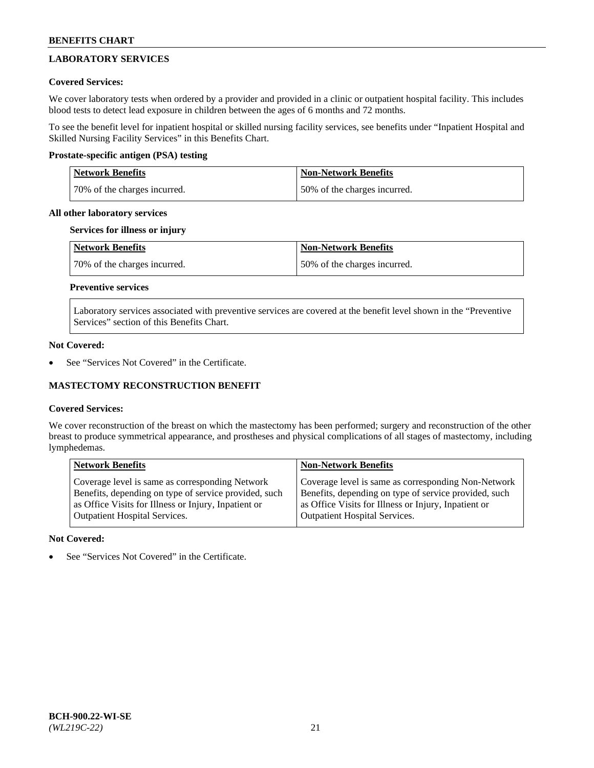## LABORATORY SERVICES

**Covered Services:**

We cover laboratory tests when ordered by a provider and provided in a clinic or outpatient hospital facility. This includes blood tests to detect lead exposure in children between the ages of 6 months and 72 months.

To see the benefit level for inpatient hospital or skilled nursing facility services, see benefits under "Inpatient Hospital and Skilled Nursing Facility Services" in this Benefits Chart.

**Prostate-specific antigen (PSA) testing**

| Network Benefits | Non-Network Benefits |
|---|---|
| 70% of the charges incurred. | 50% of the charges incurred. |

**All other laboratory services**

**Services for illness or injury**

| Network Benefits | Non-Network Benefits |
|---|---|
| 70% of the charges incurred. | 50% of the charges incurred. |

**Preventive services**

Laboratory services associated with preventive services are covered at the benefit level shown in the "Preventive Services" section of this Benefits Chart.

**Not Covered:**

- See "Services Not Covered" in the Certificate.

## MASTECTOMY RECONSTRUCTION BENEFIT

**Covered Services:**

We cover reconstruction of the breast on which the mastectomy has been performed; surgery and reconstruction of the other breast to produce symmetrical appearance, and prostheses and physical complications of all stages of mastectomy, including lymphedemas.

| Network Benefits | Non-Network Benefits |
|---|---|
| Coverage level is same as corresponding Network Benefits, depending on type of service provided, such as Office Visits for Illness or Injury, Inpatient or Outpatient Hospital Services. | Coverage level is same as corresponding Non-Network Benefits, depending on type of service provided, such as Office Visits for Illness or Injury, Inpatient or Outpatient Hospital Services. |

**Not Covered:**

- See "Services Not Covered" in the Certificate.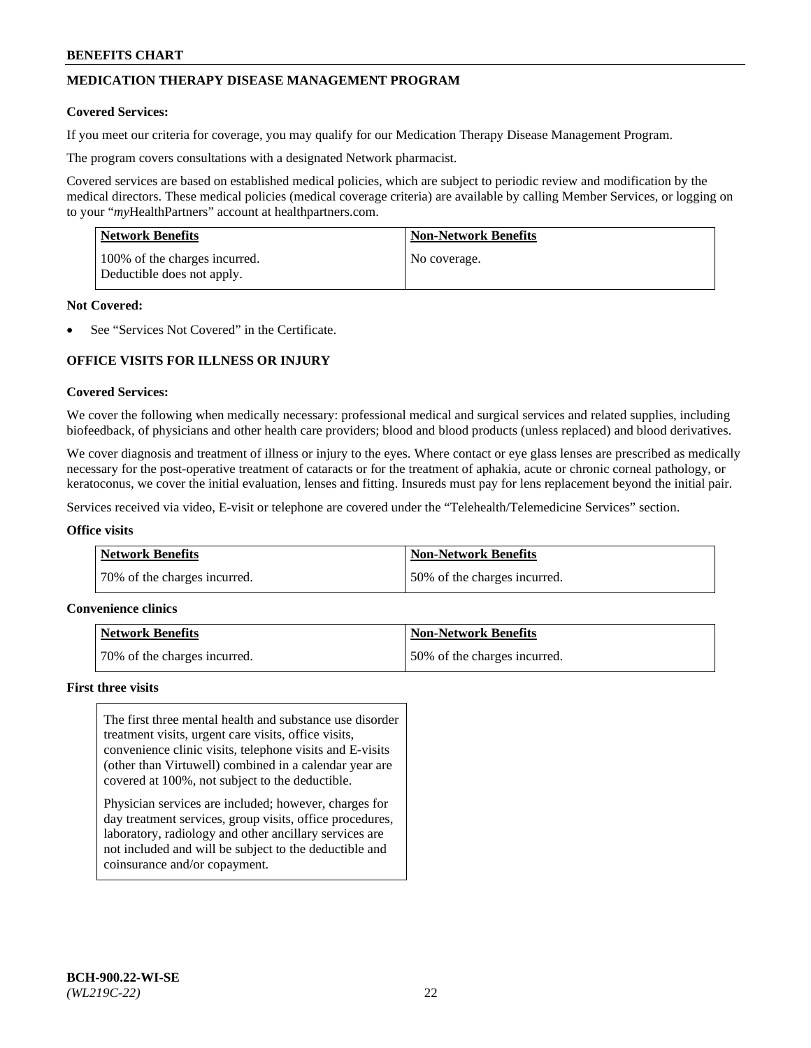## MEDICATION THERAPY DISEASE MANAGEMENT PROGRAM

**Covered Services:**

If you meet our criteria for coverage, you may qualify for our Medication Therapy Disease Management Program.

The program covers consultations with a designated Network pharmacist.

Covered services are based on established medical policies, which are subject to periodic review and modification by the medical directors. These medical policies (medical coverage criteria) are available by calling Member Services, or logging on to your "*my*HealthPartners" account at healthpartners.com.

| Network Benefits | Non-Network Benefits |
| --- | --- |
| 100% of the charges incurred. Deductible does not apply. | No coverage. |

**Not Covered:**

- See "Services Not Covered" in the Certificate.

## OFFICE VISITS FOR ILLNESS OR INJURY

**Covered Services:**

We cover the following when medically necessary: professional medical and surgical services and related supplies, including biofeedback, of physicians and other health care providers; blood and blood products (unless replaced) and blood derivatives.

We cover diagnosis and treatment of illness or injury to the eyes. Where contact or eye glass lenses are prescribed as medically necessary for the post-operative treatment of cataracts or for the treatment of aphakia, acute or chronic corneal pathology, or keratoconus, we cover the initial evaluation, lenses and fitting. Insureds must pay for lens replacement beyond the initial pair.

Services received via video, E-visit or telephone are covered under the "Telehealth/Telemedicine Services" section.

**Office visits**

| Network Benefits | Non-Network Benefits |
| --- | --- |
| 70% of the charges incurred. | 50% of the charges incurred. |

**Convenience clinics**

| Network Benefits | Non-Network Benefits |
| --- | --- |
| 70% of the charges incurred. | 50% of the charges incurred. |

**First three visits**

The first three mental health and substance use disorder treatment visits, urgent care visits, office visits, convenience clinic visits, telephone visits and E-visits (other than Virtuwell) combined in a calendar year are covered at 100%, not subject to the deductible.

Physician services are included; however, charges for day treatment services, group visits, office procedures, laboratory, radiology and other ancillary services are not included and will be subject to the deductible and coinsurance and/or copayment.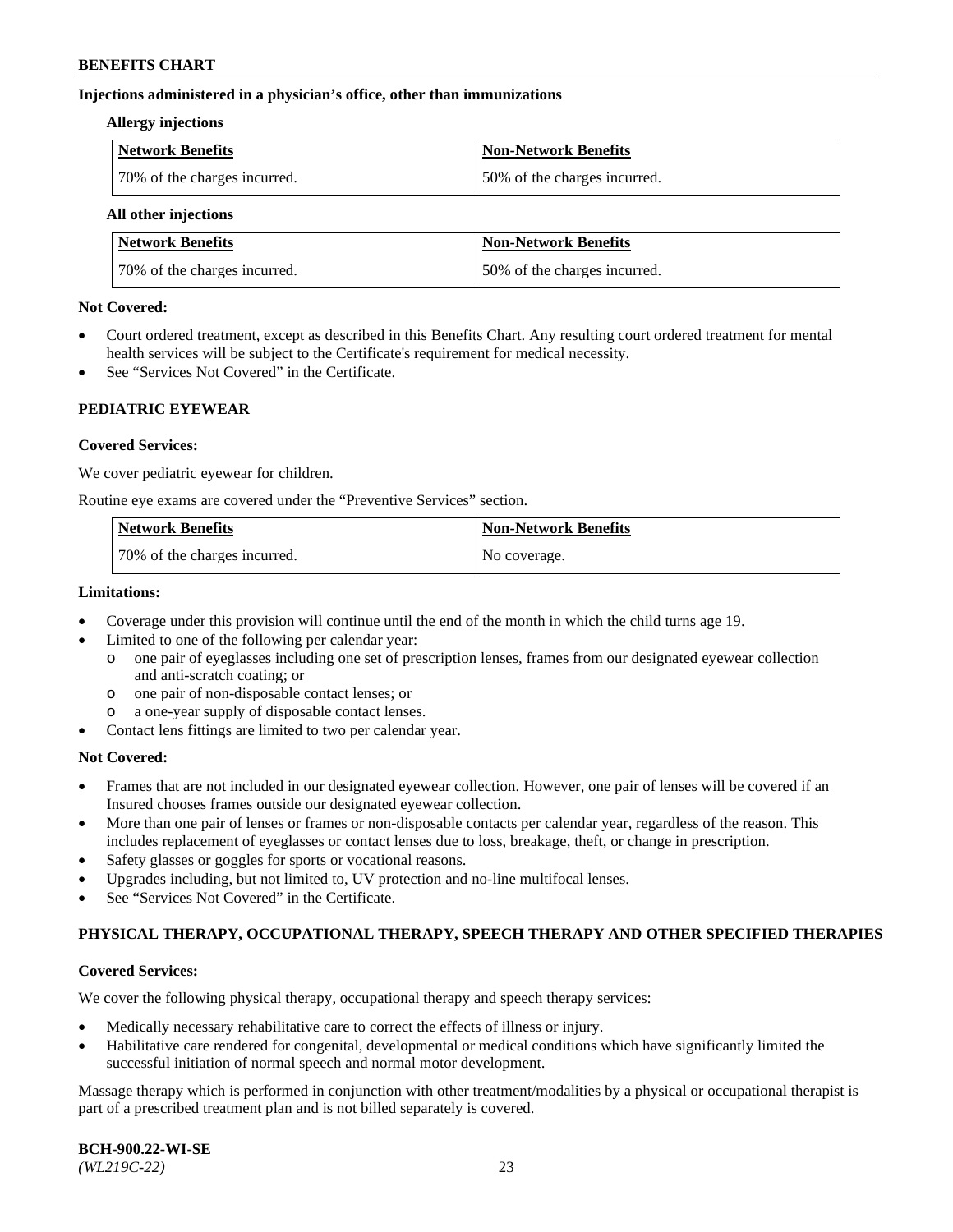**Injections administered in a physician's office, other than immunizations**

**Allergy injections**

| Network Benefits | Non-Network Benefits |
|---|---|
| 70% of the charges incurred. | 50% of the charges incurred. |

**All other injections**

| Network Benefits | Non-Network Benefits |
|---|---|
| 70% of the charges incurred. | 50% of the charges incurred. |

**Not Covered:**

- Court ordered treatment, except as described in this Benefits Chart. Any resulting court ordered treatment for mental health services will be subject to the Certificate's requirement for medical necessity.
- See "Services Not Covered" in the Certificate.

## PEDIATRIC EYEWEAR

**Covered Services:**

We cover pediatric eyewear for children.

Routine eye exams are covered under the "Preventive Services" section.

| Network Benefits | Non-Network Benefits |
|---|---|
| 70% of the charges incurred. | No coverage. |

**Limitations:**

- Coverage under this provision will continue until the end of the month in which the child turns age 19.
- Limited to one of the following per calendar year:
  - one pair of eyeglasses including one set of prescription lenses, frames from our designated eyewear collection and anti-scratch coating; or
  - one pair of non-disposable contact lenses; or
  - a one-year supply of disposable contact lenses.
- Contact lens fittings are limited to two per calendar year.

**Not Covered:**

- Frames that are not included in our designated eyewear collection. However, one pair of lenses will be covered if an Insured chooses frames outside our designated eyewear collection.
- More than one pair of lenses or frames or non-disposable contacts per calendar year, regardless of the reason. This includes replacement of eyeglasses or contact lenses due to loss, breakage, theft, or change in prescription.
- Safety glasses or goggles for sports or vocational reasons.
- Upgrades including, but not limited to, UV protection and no-line multifocal lenses.
- See "Services Not Covered" in the Certificate.

## PHYSICAL THERAPY, OCCUPATIONAL THERAPY, SPEECH THERAPY AND OTHER SPECIFIED THERAPIES

**Covered Services:**

We cover the following physical therapy, occupational therapy and speech therapy services:

- Medically necessary rehabilitative care to correct the effects of illness or injury.
- Habilitative care rendered for congenital, developmental or medical conditions which have significantly limited the successful initiation of normal speech and normal motor development.

Massage therapy which is performed in conjunction with other treatment/modalities by a physical or occupational therapist is part of a prescribed treatment plan and is not billed separately is covered.

**BCH-900.22-WI-SE**
*(WL219C-22)*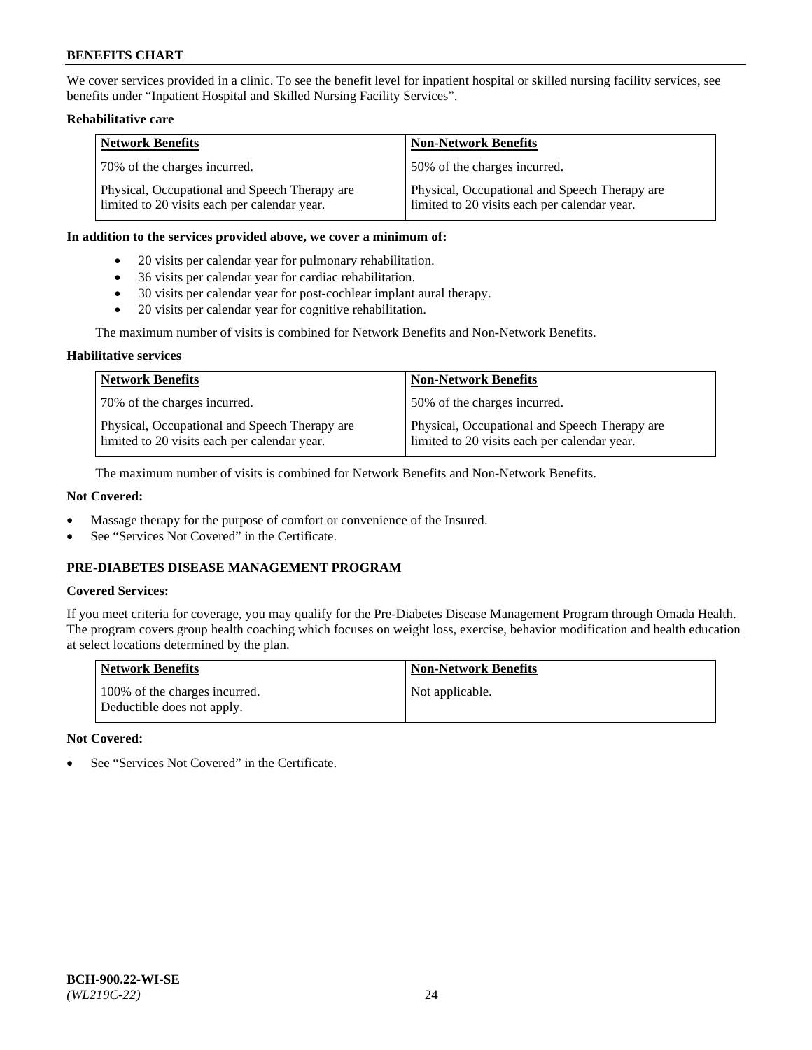We cover services provided in a clinic. To see the benefit level for inpatient hospital or skilled nursing facility services, see benefits under "Inpatient Hospital and Skilled Nursing Facility Services".

**Rehabilitative care**

| Network Benefits | Non-Network Benefits |
|---|---|
| 70% of the charges incurred. | 50% of the charges incurred. |
| Physical, Occupational and Speech Therapy are limited to 20 visits each per calendar year. | Physical, Occupational and Speech Therapy are limited to 20 visits each per calendar year. |

**In addition to the services provided above, we cover a minimum of:**

- 20 visits per calendar year for pulmonary rehabilitation.
- 36 visits per calendar year for cardiac rehabilitation.
- 30 visits per calendar year for post-cochlear implant aural therapy.
- 20 visits per calendar year for cognitive rehabilitation.

The maximum number of visits is combined for Network Benefits and Non-Network Benefits.

**Habilitative services**

| Network Benefits | Non-Network Benefits |
|---|---|
| 70% of the charges incurred. | 50% of the charges incurred. |
| Physical, Occupational and Speech Therapy are limited to 20 visits each per calendar year. | Physical, Occupational and Speech Therapy are limited to 20 visits each per calendar year. |

The maximum number of visits is combined for Network Benefits and Non-Network Benefits.

**Not Covered:**

- Massage therapy for the purpose of comfort or convenience of the Insured.
- See "Services Not Covered" in the Certificate.

## PRE-DIABETES DISEASE MANAGEMENT PROGRAM

**Covered Services:**

If you meet criteria for coverage, you may qualify for the Pre-Diabetes Disease Management Program through Omada Health. The program covers group health coaching which focuses on weight loss, exercise, behavior modification and health education at select locations determined by the plan.

| Network Benefits | Non-Network Benefits |
|---|---|
| 100% of the charges incurred. Deductible does not apply. | Not applicable. |

**Not Covered:**

- See "Services Not Covered" in the Certificate.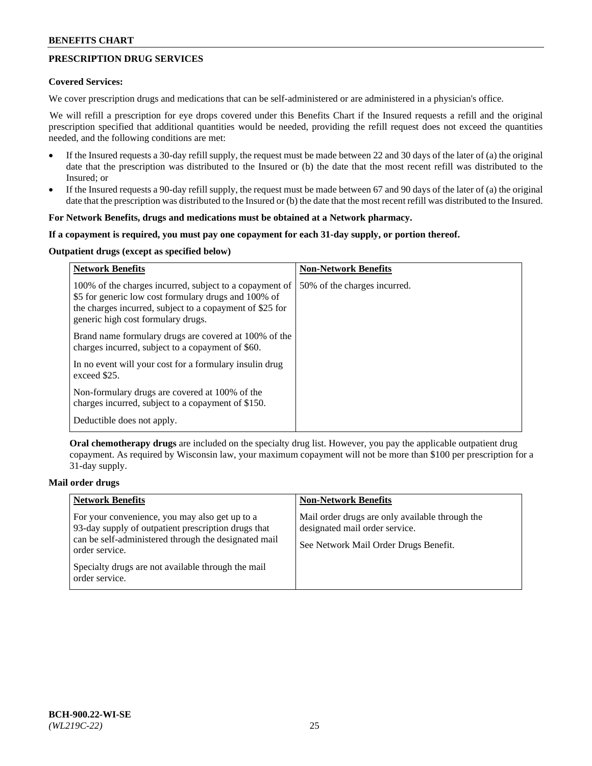## PRESCRIPTION DRUG SERVICES

**Covered Services:**

We cover prescription drugs and medications that can be self-administered or are administered in a physician's office.

We will refill a prescription for eye drops covered under this Benefits Chart if the Insured requests a refill and the original prescription specified that additional quantities would be needed, providing the refill request does not exceed the quantities needed, and the following conditions are met:

- If the Insured requests a 30-day refill supply, the request must be made between 22 and 30 days of the later of (a) the original date that the prescription was distributed to the Insured or (b) the date that the most recent refill was distributed to the Insured; or
- If the Insured requests a 90-day refill supply, the request must be made between 67 and 90 days of the later of (a) the original date that the prescription was distributed to the Insured or (b) the date that the most recent refill was distributed to the Insured.

**For Network Benefits, drugs and medications must be obtained at a Network pharmacy.**

**If a copayment is required, you must pay one copayment for each 31-day supply, or portion thereof.**

**Outpatient drugs (except as specified below)**

| Network Benefits | Non-Network Benefits |
|---|---|
| 100% of the charges incurred, subject to a copayment of $5 for generic low cost formulary drugs and 100% of the charges incurred, subject to a copayment of $25 for generic high cost formulary drugs.<br><br>Brand name formulary drugs are covered at 100% of the charges incurred, subject to a copayment of $60.<br><br>In no event will your cost for a formulary insulin drug exceed $25.<br><br>Non-formulary drugs are covered at 100% of the charges incurred, subject to a copayment of $150.<br><br>Deductible does not apply. | 50% of the charges incurred. |

**Oral chemotherapy drugs** are included on the specialty drug list. However, you pay the applicable outpatient drug copayment. As required by Wisconsin law, your maximum copayment will not be more than $100 per prescription for a 31-day supply.

**Mail order drugs**

| Network Benefits | Non-Network Benefits |
|---|---|
| For your convenience, you may also get up to a 93-day supply of outpatient prescription drugs that can be self-administered through the designated mail order service.<br><br>Specialty drugs are not available through the mail order service. | Mail order drugs are only available through the designated mail order service.<br><br>See Network Mail Order Drugs Benefit. |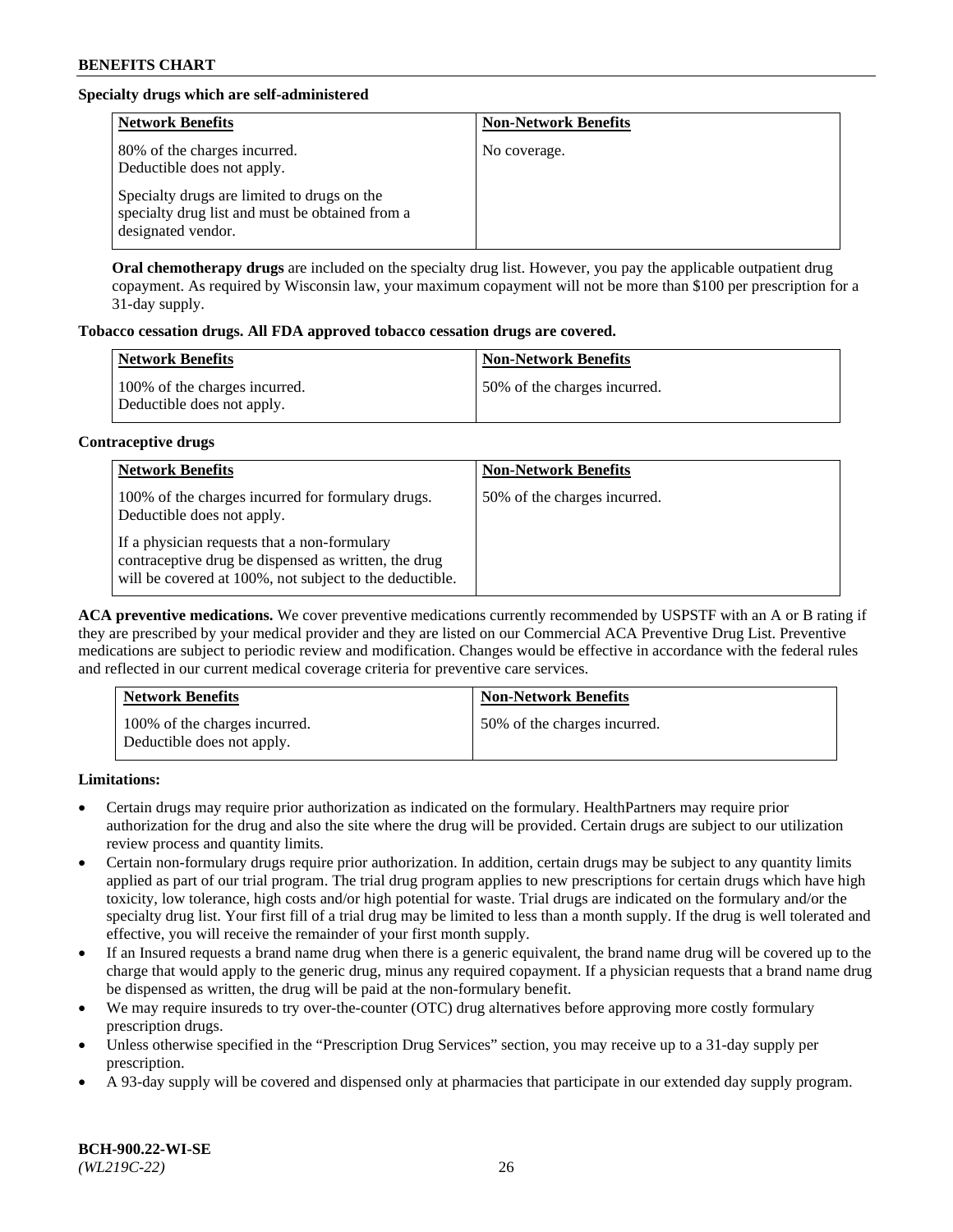**Specialty drugs which are self-administered**

| Network Benefits | Non-Network Benefits |
| --- | --- |
| 80% of the charges incurred. Deductible does not apply. Specialty drugs are limited to drugs on the specialty drug list and must be obtained from a designated vendor. | No coverage. |

**Oral chemotherapy drugs** are included on the specialty drug list. However, you pay the applicable outpatient drug copayment. As required by Wisconsin law, your maximum copayment will not be more than $100 per prescription for a 31-day supply.

**Tobacco cessation drugs. All FDA approved tobacco cessation drugs are covered.**

| Network Benefits | Non-Network Benefits |
| --- | --- |
| 100% of the charges incurred. Deductible does not apply. | 50% of the charges incurred. |

**Contraceptive drugs**

| Network Benefits | Non-Network Benefits |
| --- | --- |
| 100% of the charges incurred for formulary drugs. Deductible does not apply. If a physician requests that a non-formulary contraceptive drug be dispensed as written, the drug will be covered at 100%, not subject to the deductible. | 50% of the charges incurred. |

**ACA preventive medications.** We cover preventive medications currently recommended by USPSTF with an A or B rating if they are prescribed by your medical provider and they are listed on our Commercial ACA Preventive Drug List. Preventive medications are subject to periodic review and modification. Changes would be effective in accordance with the federal rules and reflected in our current medical coverage criteria for preventive care services.

| Network Benefits | Non-Network Benefits |
| --- | --- |
| 100% of the charges incurred. Deductible does not apply. | 50% of the charges incurred. |

**Limitations:**

- Certain drugs may require prior authorization as indicated on the formulary. HealthPartners may require prior authorization for the drug and also the site where the drug will be provided. Certain drugs are subject to our utilization review process and quantity limits.
- Certain non-formulary drugs require prior authorization. In addition, certain drugs may be subject to any quantity limits applied as part of our trial program. The trial drug program applies to new prescriptions for certain drugs which have high toxicity, low tolerance, high costs and/or high potential for waste. Trial drugs are indicated on the formulary and/or the specialty drug list. Your first fill of a trial drug may be limited to less than a month supply. If the drug is well tolerated and effective, you will receive the remainder of your first month supply.
- If an Insured requests a brand name drug when there is a generic equivalent, the brand name drug will be covered up to the charge that would apply to the generic drug, minus any required copayment. If a physician requests that a brand name drug be dispensed as written, the drug will be paid at the non-formulary benefit.
- We may require insureds to try over-the-counter (OTC) drug alternatives before approving more costly formulary prescription drugs.
- Unless otherwise specified in the "Prescription Drug Services" section, you may receive up to a 31-day supply per prescription.
- A 93-day supply will be covered and dispensed only at pharmacies that participate in our extended day supply program.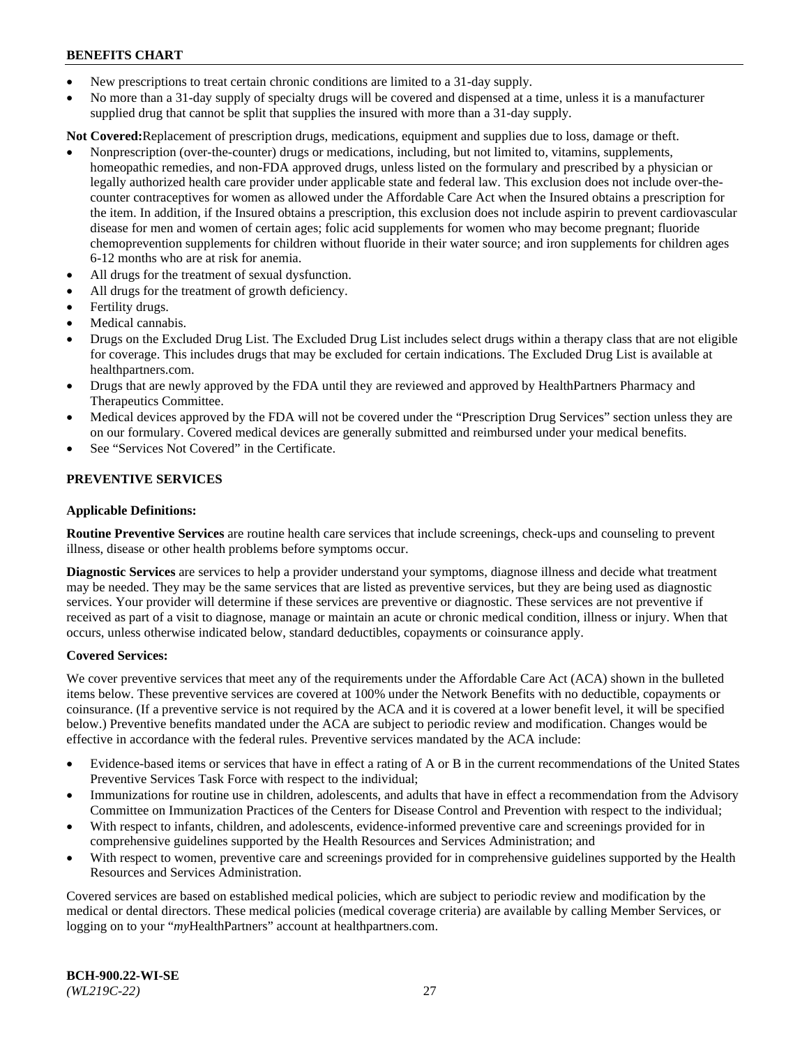- New prescriptions to treat certain chronic conditions are limited to a 31-day supply.
- No more than a 31-day supply of specialty drugs will be covered and dispensed at a time, unless it is a manufacturer supplied drug that cannot be split that supplies the insured with more than a 31-day supply.

**Not Covered:**Replacement of prescription drugs, medications, equipment and supplies due to loss, damage or theft.

- Nonprescription (over-the-counter) drugs or medications, including, but not limited to, vitamins, supplements, homeopathic remedies, and non-FDA approved drugs, unless listed on the formulary and prescribed by a physician or legally authorized health care provider under applicable state and federal law. This exclusion does not include over-the-counter contraceptives for women as allowed under the Affordable Care Act when the Insured obtains a prescription for the item. In addition, if the Insured obtains a prescription, this exclusion does not include aspirin to prevent cardiovascular disease for men and women of certain ages; folic acid supplements for women who may become pregnant; fluoride chemoprevention supplements for children without fluoride in their water source; and iron supplements for children ages 6-12 months who are at risk for anemia.
- All drugs for the treatment of sexual dysfunction.
- All drugs for the treatment of growth deficiency.
- Fertility drugs.
- Medical cannabis.
- Drugs on the Excluded Drug List. The Excluded Drug List includes select drugs within a therapy class that are not eligible for coverage. This includes drugs that may be excluded for certain indications. The Excluded Drug List is available at healthpartners.com.
- Drugs that are newly approved by the FDA until they are reviewed and approved by HealthPartners Pharmacy and Therapeutics Committee.
- Medical devices approved by the FDA will not be covered under the "Prescription Drug Services" section unless they are on our formulary. Covered medical devices are generally submitted and reimbursed under your medical benefits.
- See "Services Not Covered" in the Certificate.

## PREVENTIVE SERVICES

### Applicable Definitions:

**Routine Preventive Services** are routine health care services that include screenings, check-ups and counseling to prevent illness, disease or other health problems before symptoms occur.

**Diagnostic Services** are services to help a provider understand your symptoms, diagnose illness and decide what treatment may be needed. They may be the same services that are listed as preventive services, but they are being used as diagnostic services. Your provider will determine if these services are preventive or diagnostic. These services are not preventive if received as part of a visit to diagnose, manage or maintain an acute or chronic medical condition, illness or injury. When that occurs, unless otherwise indicated below, standard deductibles, copayments or coinsurance apply.

### Covered Services:

We cover preventive services that meet any of the requirements under the Affordable Care Act (ACA) shown in the bulleted items below. These preventive services are covered at 100% under the Network Benefits with no deductible, copayments or coinsurance. (If a preventive service is not required by the ACA and it is covered at a lower benefit level, it will be specified below.) Preventive benefits mandated under the ACA are subject to periodic review and modification. Changes would be effective in accordance with the federal rules. Preventive services mandated by the ACA include:

- Evidence-based items or services that have in effect a rating of A or B in the current recommendations of the United States Preventive Services Task Force with respect to the individual;
- Immunizations for routine use in children, adolescents, and adults that have in effect a recommendation from the Advisory Committee on Immunization Practices of the Centers for Disease Control and Prevention with respect to the individual;
- With respect to infants, children, and adolescents, evidence-informed preventive care and screenings provided for in comprehensive guidelines supported by the Health Resources and Services Administration; and
- With respect to women, preventive care and screenings provided for in comprehensive guidelines supported by the Health Resources and Services Administration.

Covered services are based on established medical policies, which are subject to periodic review and modification by the medical or dental directors. These medical policies (medical coverage criteria) are available by calling Member Services, or logging on to your "*my*HealthPartners" account at healthpartners.com.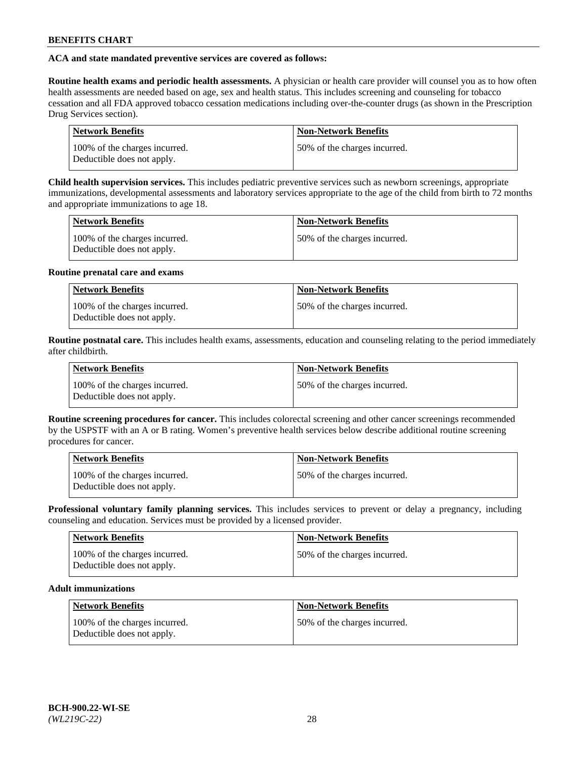**BENEFITS CHART**

**ACA and state mandated preventive services are covered as follows:**

**Routine health exams and periodic health assessments.** A physician or health care provider will counsel you as to how often health assessments are needed based on age, sex and health status. This includes screening and counseling for tobacco cessation and all FDA approved tobacco cessation medications including over-the-counter drugs (as shown in the Prescription Drug Services section).

| Network Benefits | Non-Network Benefits |
|---|---|
| 100% of the charges incurred. Deductible does not apply. | 50% of the charges incurred. |

**Child health supervision services.** This includes pediatric preventive services such as newborn screenings, appropriate immunizations, developmental assessments and laboratory services appropriate to the age of the child from birth to 72 months and appropriate immunizations to age 18.

| Network Benefits | Non-Network Benefits |
|---|---|
| 100% of the charges incurred. Deductible does not apply. | 50% of the charges incurred. |

**Routine prenatal care and exams**

| Network Benefits | Non-Network Benefits |
|---|---|
| 100% of the charges incurred. Deductible does not apply. | 50% of the charges incurred. |

**Routine postnatal care.** This includes health exams, assessments, education and counseling relating to the period immediately after childbirth.

| Network Benefits | Non-Network Benefits |
|---|---|
| 100% of the charges incurred. Deductible does not apply. | 50% of the charges incurred. |

**Routine screening procedures for cancer.** This includes colorectal screening and other cancer screenings recommended by the USPSTF with an A or B rating. Women's preventive health services below describe additional routine screening procedures for cancer.

| Network Benefits | Non-Network Benefits |
|---|---|
| 100% of the charges incurred. Deductible does not apply. | 50% of the charges incurred. |

**Professional voluntary family planning services.** This includes services to prevent or delay a pregnancy, including counseling and education. Services must be provided by a licensed provider.

| Network Benefits | Non-Network Benefits |
|---|---|
| 100% of the charges incurred. Deductible does not apply. | 50% of the charges incurred. |

**Adult immunizations**

| Network Benefits | Non-Network Benefits |
|---|---|
| 100% of the charges incurred. Deductible does not apply. | 50% of the charges incurred. |

**BCH-900.22-WI-SE**
*(WL219C-22)*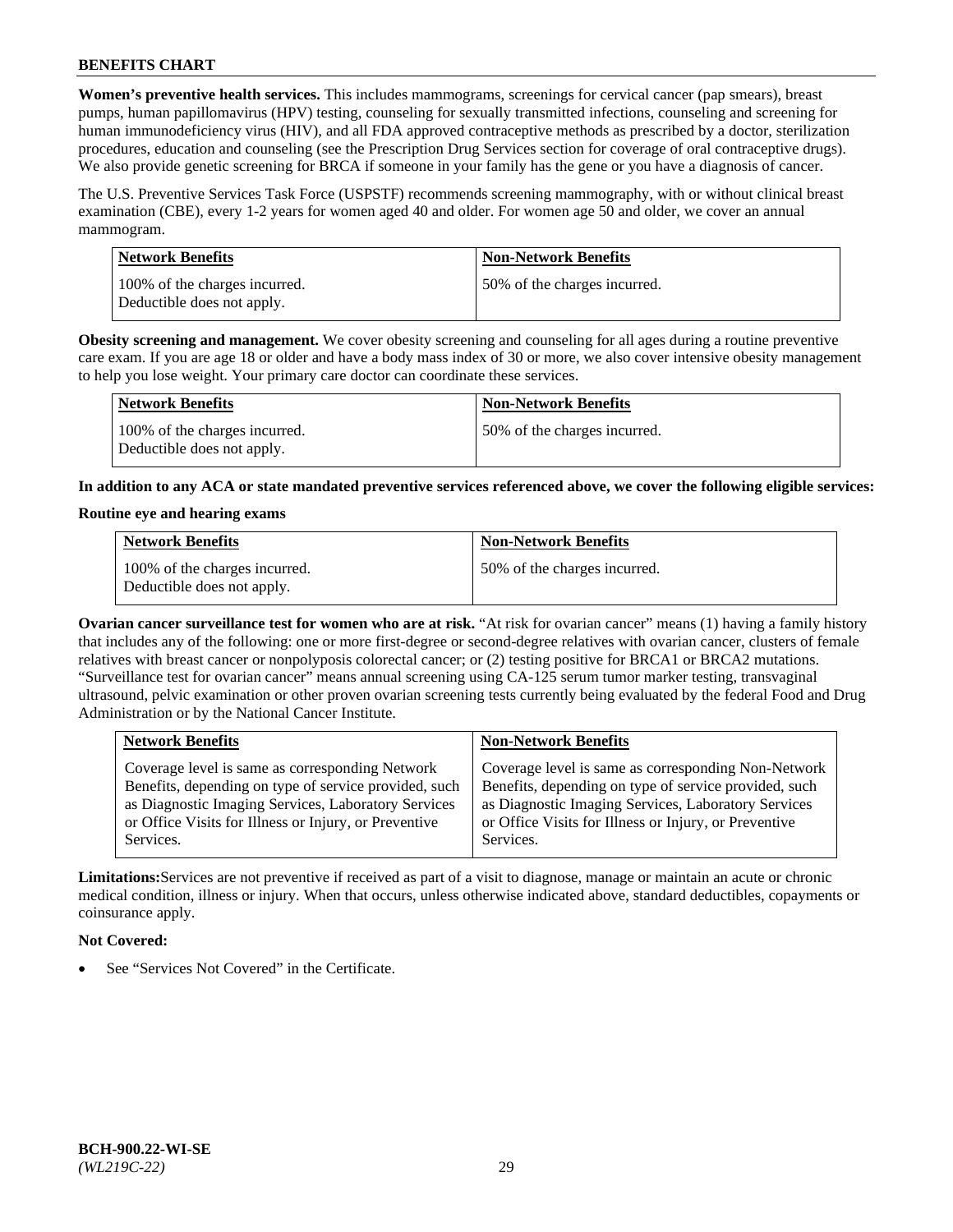**Women's preventive health services.** This includes mammograms, screenings for cervical cancer (pap smears), breast pumps, human papillomavirus (HPV) testing, counseling for sexually transmitted infections, counseling and screening for human immunodeficiency virus (HIV), and all FDA approved contraceptive methods as prescribed by a doctor, sterilization procedures, education and counseling (see the Prescription Drug Services section for coverage of oral contraceptive drugs). We also provide genetic screening for BRCA if someone in your family has the gene or you have a diagnosis of cancer.

The U.S. Preventive Services Task Force (USPSTF) recommends screening mammography, with or without clinical breast examination (CBE), every 1-2 years for women aged 40 and older. For women age 50 and older, we cover an annual mammogram.

| Network Benefits | Non-Network Benefits |
|---|---|
| 100% of the charges incurred. Deductible does not apply. | 50% of the charges incurred. |

**Obesity screening and management.** We cover obesity screening and counseling for all ages during a routine preventive care exam. If you are age 18 or older and have a body mass index of 30 or more, we also cover intensive obesity management to help you lose weight. Your primary care doctor can coordinate these services.

| Network Benefits | Non-Network Benefits |
|---|---|
| 100% of the charges incurred. Deductible does not apply. | 50% of the charges incurred. |

**In addition to any ACA or state mandated preventive services referenced above, we cover the following eligible services:**

**Routine eye and hearing exams**

| Network Benefits | Non-Network Benefits |
|---|---|
| 100% of the charges incurred. Deductible does not apply. | 50% of the charges incurred. |

**Ovarian cancer surveillance test for women who are at risk.** "At risk for ovarian cancer" means (1) having a family history that includes any of the following: one or more first-degree or second-degree relatives with ovarian cancer, clusters of female relatives with breast cancer or nonpolyposis colorectal cancer; or (2) testing positive for BRCA1 or BRCA2 mutations. "Surveillance test for ovarian cancer" means annual screening using CA-125 serum tumor marker testing, transvaginal ultrasound, pelvic examination or other proven ovarian screening tests currently being evaluated by the federal Food and Drug Administration or by the National Cancer Institute.

| Network Benefits | Non-Network Benefits |
|---|---|
| Coverage level is same as corresponding Network Benefits, depending on type of service provided, such as Diagnostic Imaging Services, Laboratory Services or Office Visits for Illness or Injury, or Preventive Services. | Coverage level is same as corresponding Non-Network Benefits, depending on type of service provided, such as Diagnostic Imaging Services, Laboratory Services or Office Visits for Illness or Injury, or Preventive Services. |

**Limitations:** Services are not preventive if received as part of a visit to diagnose, manage or maintain an acute or chronic medical condition, illness or injury. When that occurs, unless otherwise indicated above, standard deductibles, copayments or coinsurance apply.

**Not Covered:**

- See "Services Not Covered" in the Certificate.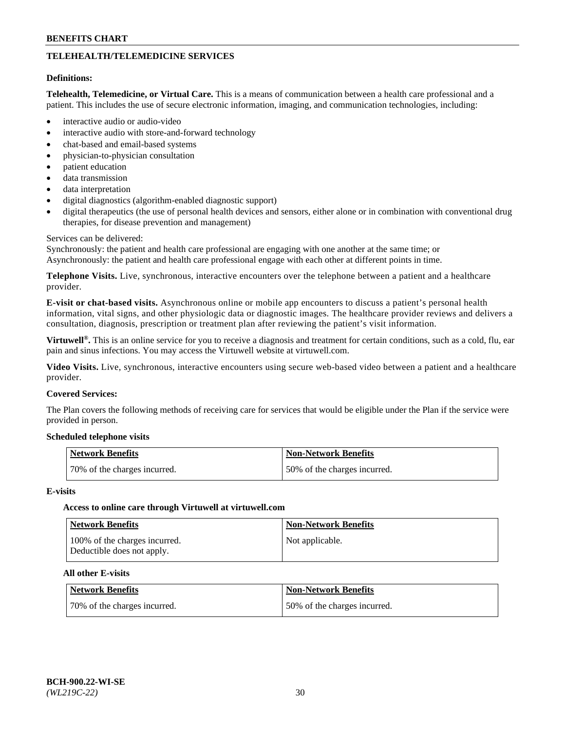## TELEHEALTH/TELEMEDICINE SERVICES

**Definitions:**

**Telehealth, Telemedicine, or Virtual Care.** This is a means of communication between a health care professional and a patient. This includes the use of secure electronic information, imaging, and communication technologies, including:

- interactive audio or audio-video
- interactive audio with store-and-forward technology
- chat-based and email-based systems
- physician-to-physician consultation
- patient education
- data transmission
- data interpretation
- digital diagnostics (algorithm-enabled diagnostic support)
- digital therapeutics (the use of personal health devices and sensors, either alone or in combination with conventional drug therapies, for disease prevention and management)

Services can be delivered:
Synchronously: the patient and health care professional are engaging with one another at the same time; or
Asynchronously: the patient and health care professional engage with each other at different points in time.

**Telephone Visits.** Live, synchronous, interactive encounters over the telephone between a patient and a healthcare provider.

**E-visit or chat-based visits.** Asynchronous online or mobile app encounters to discuss a patient's personal health information, vital signs, and other physiologic data or diagnostic images. The healthcare provider reviews and delivers a consultation, diagnosis, prescription or treatment plan after reviewing the patient's visit information.

**Virtuwell®.** This is an online service for you to receive a diagnosis and treatment for certain conditions, such as a cold, flu, ear pain and sinus infections. You may access the Virtuwell website at virtuwell.com.

**Video Visits.** Live, synchronous, interactive encounters using secure web-based video between a patient and a healthcare provider.

**Covered Services:**

The Plan covers the following methods of receiving care for services that would be eligible under the Plan if the service were provided in person.

**Scheduled telephone visits**

| Network Benefits | Non-Network Benefits |
|---|---|
| 70% of the charges incurred. | 50% of the charges incurred. |

**E-visits**

**Access to online care through Virtuwell at virtuwell.com**

| Network Benefits | Non-Network Benefits |
|---|---|
| 100% of the charges incurred.<br>Deductible does not apply. | Not applicable. |

**All other E-visits**

| Network Benefits | Non-Network Benefits |
|---|---|
| 70% of the charges incurred. | 50% of the charges incurred. |

BCH-900.22-WI-SE
*(WL219C-22)*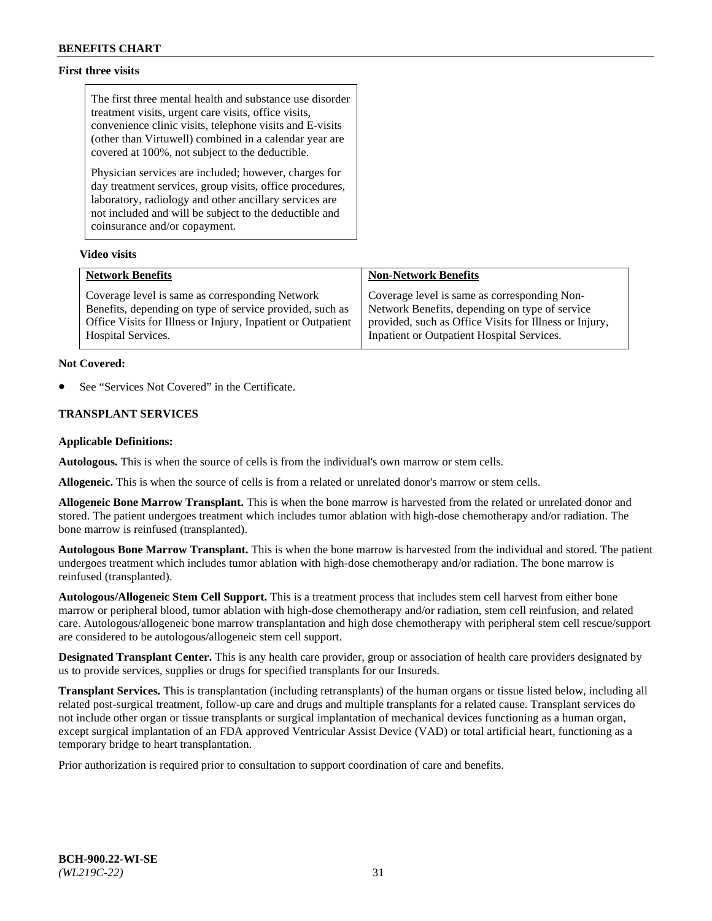**First three visits**

> The first three mental health and substance use disorder treatment visits, urgent care visits, office visits, convenience clinic visits, telephone visits and E-visits (other than Virtuwell) combined in a calendar year are covered at 100%, not subject to the deductible.
>
> Physician services are included; however, charges for day treatment services, group visits, office procedures, laboratory, radiology and other ancillary services are not included and will be subject to the deductible and coinsurance and/or copayment.

**Video visits**

| Network Benefits | Non-Network Benefits |
|---|---|
| Coverage level is same as corresponding Network Benefits, depending on type of service provided, such as Office Visits for Illness or Injury, Inpatient or Outpatient Hospital Services. | Coverage level is same as corresponding Non-Network Benefits, depending on type of service provided, such as Office Visits for Illness or Injury, Inpatient or Outpatient Hospital Services. |

**Not Covered:**

- See "Services Not Covered" in the Certificate.

### TRANSPLANT SERVICES

**Applicable Definitions:**

**Autologous.** This is when the source of cells is from the individual's own marrow or stem cells.

**Allogeneic.** This is when the source of cells is from a related or unrelated donor's marrow or stem cells.

**Allogeneic Bone Marrow Transplant.** This is when the bone marrow is harvested from the related or unrelated donor and stored. The patient undergoes treatment which includes tumor ablation with high-dose chemotherapy and/or radiation. The bone marrow is reinfused (transplanted).

**Autologous Bone Marrow Transplant.** This is when the bone marrow is harvested from the individual and stored. The patient undergoes treatment which includes tumor ablation with high-dose chemotherapy and/or radiation. The bone marrow is reinfused (transplanted).

**Autologous/Allogeneic Stem Cell Support.** This is a treatment process that includes stem cell harvest from either bone marrow or peripheral blood, tumor ablation with high-dose chemotherapy and/or radiation, stem cell reinfusion, and related care. Autologous/allogeneic bone marrow transplantation and high dose chemotherapy with peripheral stem cell rescue/support are considered to be autologous/allogeneic stem cell support.

**Designated Transplant Center.** This is any health care provider, group or association of health care providers designated by us to provide services, supplies or drugs for specified transplants for our Insureds.

**Transplant Services.** This is transplantation (including retransplants) of the human organs or tissue listed below, including all related post-surgical treatment, follow-up care and drugs and multiple transplants for a related cause. Transplant services do not include other organ or tissue transplants or surgical implantation of mechanical devices functioning as a human organ, except surgical implantation of an FDA approved Ventricular Assist Device (VAD) or total artificial heart, functioning as a temporary bridge to heart transplantation.

Prior authorization is required prior to consultation to support coordination of care and benefits.

BCH-900.22-WI-SE
*(WL219C-22)*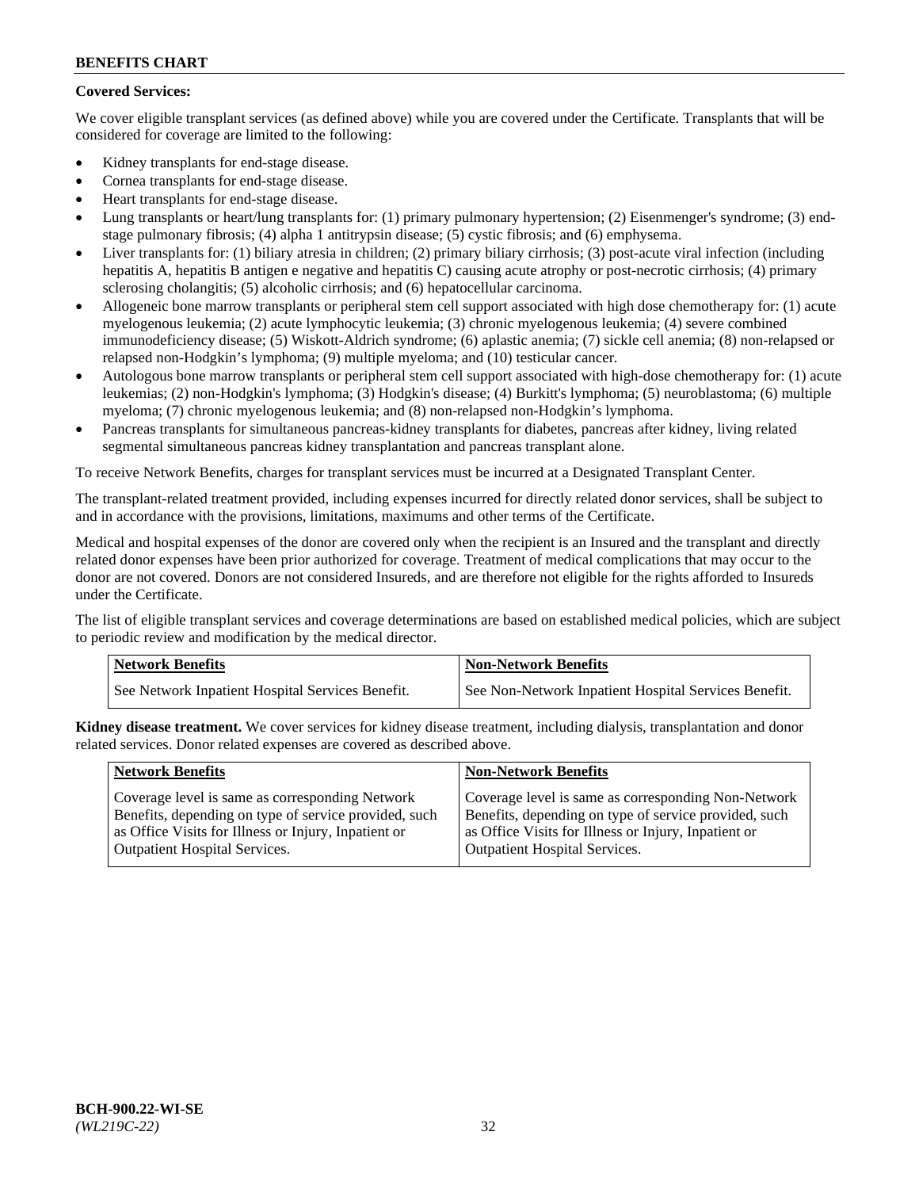**Covered Services:**

We cover eligible transplant services (as defined above) while you are covered under the Certificate. Transplants that will be considered for coverage are limited to the following:

- Kidney transplants for end-stage disease.
- Cornea transplants for end-stage disease.
- Heart transplants for end-stage disease.
- Lung transplants or heart/lung transplants for: (1) primary pulmonary hypertension; (2) Eisenmenger's syndrome; (3) end-stage pulmonary fibrosis; (4) alpha 1 antitrypsin disease; (5) cystic fibrosis; and (6) emphysema.
- Liver transplants for: (1) biliary atresia in children; (2) primary biliary cirrhosis; (3) post-acute viral infection (including hepatitis A, hepatitis B antigen e negative and hepatitis C) causing acute atrophy or post-necrotic cirrhosis; (4) primary sclerosing cholangitis; (5) alcoholic cirrhosis; and (6) hepatocellular carcinoma.
- Allogeneic bone marrow transplants or peripheral stem cell support associated with high dose chemotherapy for: (1) acute myelogenous leukemia; (2) acute lymphocytic leukemia; (3) chronic myelogenous leukemia; (4) severe combined immunodeficiency disease; (5) Wiskott-Aldrich syndrome; (6) aplastic anemia; (7) sickle cell anemia; (8) non-relapsed or relapsed non-Hodgkin's lymphoma; (9) multiple myeloma; and (10) testicular cancer.
- Autologous bone marrow transplants or peripheral stem cell support associated with high-dose chemotherapy for: (1) acute leukemias; (2) non-Hodgkin's lymphoma; (3) Hodgkin's disease; (4) Burkitt's lymphoma; (5) neuroblastoma; (6) multiple myeloma; (7) chronic myelogenous leukemia; and (8) non-relapsed non-Hodgkin's lymphoma.
- Pancreas transplants for simultaneous pancreas-kidney transplants for diabetes, pancreas after kidney, living related segmental simultaneous pancreas kidney transplantation and pancreas transplant alone.

To receive Network Benefits, charges for transplant services must be incurred at a Designated Transplant Center.

The transplant-related treatment provided, including expenses incurred for directly related donor services, shall be subject to and in accordance with the provisions, limitations, maximums and other terms of the Certificate.

Medical and hospital expenses of the donor are covered only when the recipient is an Insured and the transplant and directly related donor expenses have been prior authorized for coverage. Treatment of medical complications that may occur to the donor are not covered. Donors are not considered Insureds, and are therefore not eligible for the rights afforded to Insureds under the Certificate.

The list of eligible transplant services and coverage determinations are based on established medical policies, which are subject to periodic review and modification by the medical director.

| Network Benefits | Non-Network Benefits |
|---|---|
| See Network Inpatient Hospital Services Benefit. | See Non-Network Inpatient Hospital Services Benefit. |

**Kidney disease treatment.** We cover services for kidney disease treatment, including dialysis, transplantation and donor related services. Donor related expenses are covered as described above.

| Network Benefits | Non-Network Benefits |
|---|---|
| Coverage level is same as corresponding Network Benefits, depending on type of service provided, such as Office Visits for Illness or Injury, Inpatient or Outpatient Hospital Services. | Coverage level is same as corresponding Non-Network Benefits, depending on type of service provided, such as Office Visits for Illness or Injury, Inpatient or Outpatient Hospital Services. |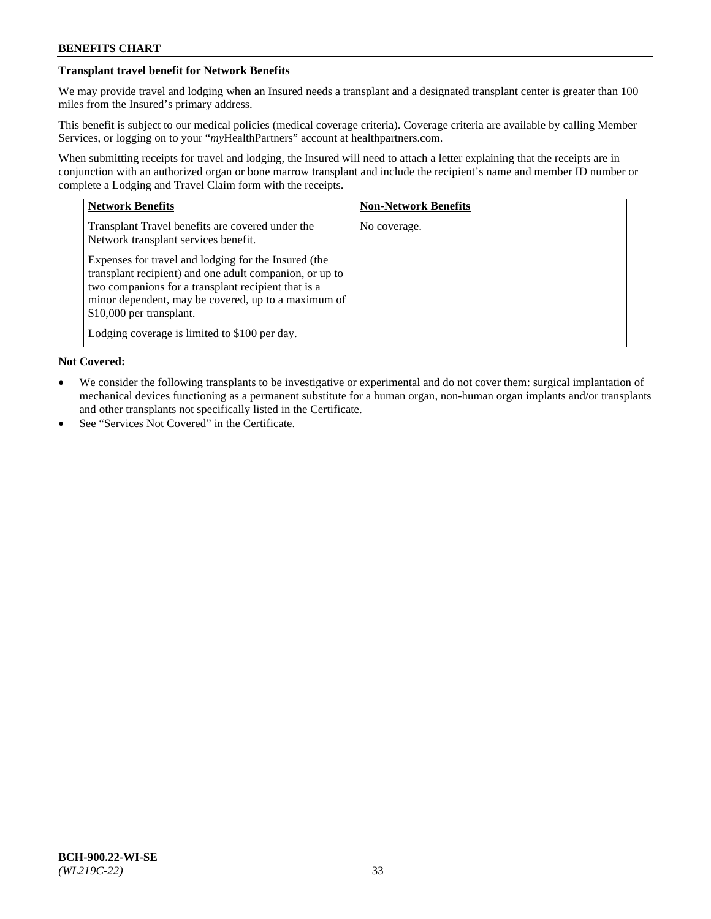**Transplant travel benefit for Network Benefits**

We may provide travel and lodging when an Insured needs a transplant and a designated transplant center is greater than 100 miles from the Insured's primary address.

This benefit is subject to our medical policies (medical coverage criteria). Coverage criteria are available by calling Member Services, or logging on to your "*my*HealthPartners" account at healthpartners.com.

When submitting receipts for travel and lodging, the Insured will need to attach a letter explaining that the receipts are in conjunction with an authorized organ or bone marrow transplant and include the recipient's name and member ID number or complete a Lodging and Travel Claim form with the receipts.

| Network Benefits | Non-Network Benefits |
|---|---|
| Transplant Travel benefits are covered under the Network transplant services benefit.<br><br>Expenses for travel and lodging for the Insured (the transplant recipient) and one adult companion, or up to two companions for a transplant recipient that is a minor dependent, may be covered, up to a maximum of $10,000 per transplant.<br><br>Lodging coverage is limited to $100 per day. | No coverage. |

**Not Covered:**

- We consider the following transplants to be investigative or experimental and do not cover them: surgical implantation of mechanical devices functioning as a permanent substitute for a human organ, non-human organ implants and/or transplants and other transplants not specifically listed in the Certificate.
- See "Services Not Covered" in the Certificate.